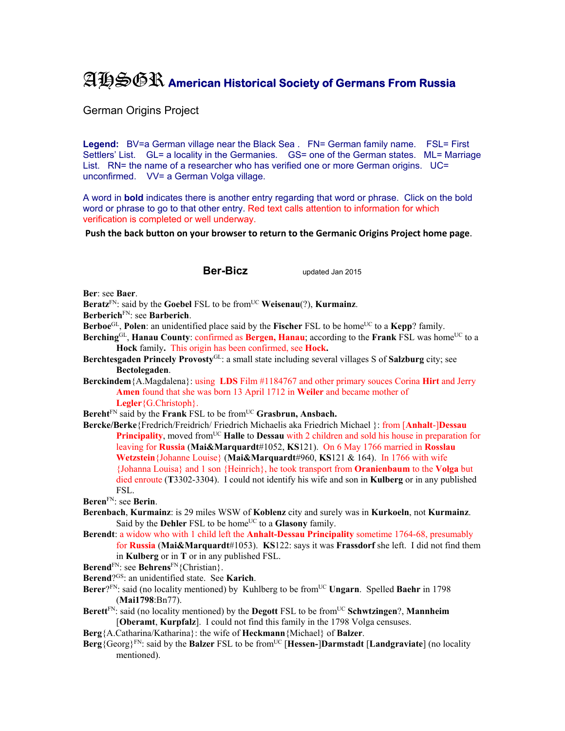# AHSGR American Historical Society of Germans From Russia

German Origins Project

**Legend:** BV=a German village near the Black Sea . FN= German family name. FSL= First Settlers' List. GL= a locality in the Germanies. GS= one of the German states. ML= Marriage List. RN= the name of a researcher who has verified one or more German origins. UC= unconfirmed. VV= a German Volga village.

A word in **bold** indicates there is another entry regarding that word or phrase. Click on the bold word or phrase to go to that other entry. Red text calls attention to information for which verification is completed or well underway.

**Push the back button on your browser to return to the Germanic Origins Project home page**.

## Ber-Bicz

updated Jan 2015

**Ber**: see **Baer**.

**Beratz**[FN]: said by the **Goebel** FSL to be from[UC] **Weisenau**(?), **Kurmainz**.

**Berberich**[FN]: see **Barberich**.

**Berboe**[GL], **Polen**: an unidentified place said by the **Fischer** FSL to be home[UC] to a **Kepp**? family.

**Berching**[GL], **Hanau County**: confirmed as **Bergen, Hanau**; according to the **Frank** FSL was home[UC] to a **Hock** family**.** This origin has been confirmed, see **Hock.**

**Berchtesgaden Princely Provosty**[GL]: a small state including several villages S of **Salzburg** city; see **Bectolegaden**.

**Berckindem**{A.Magdalena}: using **LDS** Film #1184767 and other primary souces Corina **Hirt** and Jerry **Amen** found that she was born 13 April 1712 in **Weiler** and became mother of **Legler**{G.Christoph}.

**Bereht**[FN] said by the **Frank** FSL to be from[UC] **Grasbrun, Ansbach.**

**Bercke/Berke**{Fredrich/Freidrich/ Friedrich Michaelis aka Friedrich Michael }: from [**Anhalt**-]**Dessau Principality**, moved from[UC] **Halle** to **Dessau** with 2 children and sold his house in preparation for leaving for **Russia** (**Mai&Marquardt**#1052, **KS**121). On 6 May 1766 married in **Rosslau Wetzstein**{Johanne Louise} (**Mai&Marquardt**#960, **KS**121 & 164). In 1766 with wife {Johanna Louisa} and 1 son {Heinrich}, he took transport from **Oranienbaum** to the **Volga** but died enroute (**T**3302-3304). I could not identify his wife and son in **Kulberg** or in any published FSL.

**Beren**[FN]: see **Berin**.

**Berenbach**, **Kurmainz**: is 29 miles WSW of **Koblenz** city and surely was in **Kurkoeln**, not **Kurmainz**. Said by the **Dehler** FSL to be home[UC] to a **Glasony** family.

**Berendt**: a widow who with 1 child left the **Anhalt-Dessau Principality** sometime 1764-68, presumably for **Russia** (**Mai&Marquardt**#1053). **KS**122: says it was **Frassdorf** she left. I did not find them in **Kulberg** or in **T** or in any published FSL.

**Berend**[FN]: see **Behrens**[FN]{Christian}.

**Berend**?[GS]: an unidentified state. See **Karich**.

**Berer**?[FN]: said (no locality mentioned) by Kuhlberg to be from[UC] **Ungarn**. Spelled **Baehr** in 1798 (**Mai1798**:Bn77).

**Berett**[FN]: said (no locality mentioned) by the **Degott** FSL to be from[UC] **Schwtzingen**?, **Mannheim** [**Oberamt**, **Kurpfalz**]. I could not find this family in the 1798 Volga censuses.

**Berg**{A.Catharina/Katharina}: the wife of **Heckmann**{Michael} of **Balzer**.

**Berg**{Georg}[FN]: said by the **Balzer** FSL to be from[UC] [**Hessen-**]**Darmstadt** [**Landgraviate**] (no locality mentioned).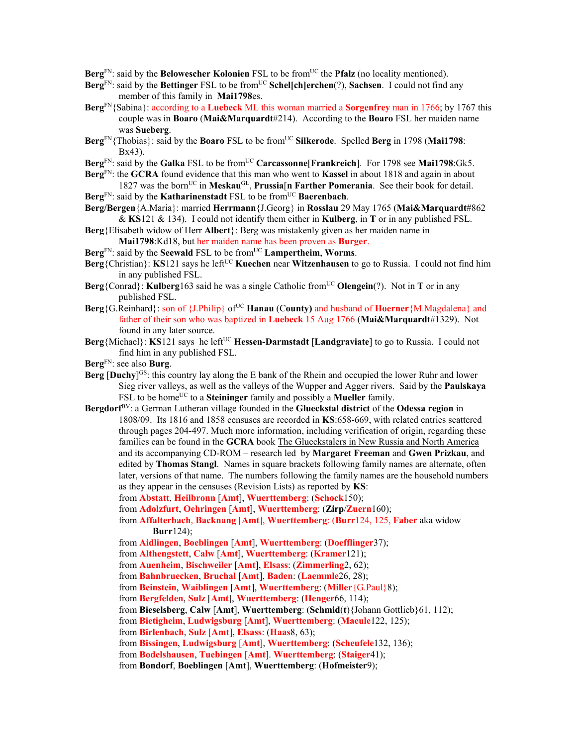**Berg**[FN]: said by the **Belowescher Kolonien** FSL to be from[UC] the **Pfalz** (no locality mentioned).

**Berg**[FN]: said by the **Bettinger** FSL to be from[UC] **Schel[ch]erchen**(?), **Sachsen**. I could not find any member of this family in **Mai1798**es.

**Berg**[FN]{Sabina}: according to a **Luebeck** ML this woman married a **Sorgenfrey** man in 1766; by 1767 this couple was in **Boaro** (**Mai&Marquardt**#214). According to the **Boaro** FSL her maiden name was **Sueberg**.

**Berg**[FN]{Thobias}: said by the **Boaro** FSL to be from[UC] **Silkerode**. Spelled **Berg** in 1798 (**Mai1798**: Bx43).

**Berg**[FN]: said by the **Galka** FSL to be from[UC] **Carcassonne**[**Frankreich**]. For 1798 see **Mai1798**:Gk5.

**Berg**[FN]: the **GCRA** found evidence that this man who went to **Kassel** in about 1818 and again in about 1827 was the born[UC] in **Meskau**[GL], **Prussia**[**n Farther Pomerania**. See their book for detail.

**Berg**[FN]: said by the **Katharinenstadt** FSL to be from[UC] **Baerenbach**.

**Berg/Bergen**{A.Maria}: married **Herrmann**{J.Georg} in **Rosslau** 29 May 1765 (**Mai&Marquardt**#862 & **KS**121 & 134). I could not identify them either in **Kulberg**, in **T** or in any published FSL.

**Berg**{Elisabeth widow of Herr **Albert**}: Berg was mistakenly given as her maiden name in **Mai1798**:Kd18, but her maiden name has been proven as **Burger**.

**Berg**[FN]: said by the **Seewald** FSL to be from[UC] **Lampertheim**, **Worms**.

**Berg**{Christian}: **KS**121 says he left[UC] **Kuechen** near **Witzenhausen** to go to Russia. I could not find him in any published FSL.

**Berg**{Conrad}: **Kulberg**163 said he was a single Catholic from[UC] **Olengein**(?). Not in **T** or in any published FSL.

**Berg**{G.Reinhard}: son of {J.Philip} of[UC] **Hanau** (**County)** and husband of **Hoerner**{M.Magdalena} and father of their son who was baptized in **Luebeck** 15 Aug 1766 (**Mai&Marquardt**#1329). Not found in any later source.

**Berg**{Michael}: **KS**121 says he left[UC] **Hessen-Darmstadt** [**Landgraviate**] to go to Russia. I could not find him in any published FSL.

**Berg**[FN]: see also **Burg**.

**Berg** [**Duchy**][GS]: this country lay along the E bank of the Rhein and occupied the lower Ruhr and lower Sieg river valleys, as well as the valleys of the Wupper and Agger rivers. Said by the **Paulskaya** FSL to be home[UC] to a **Steininger** family and possibly a **Mueller** family.

**Bergdorf**[BV]: a German Lutheran village founded in the **Glueckstal district** of the **Odessa region** in 1808/09. Its 1816 and 1858 censuses are recorded in **KS**:658-669, with related entries scattered through pages 204-497. Much more information, including verification of origin, regarding these families can be found in the **GCRA** book The Glueckstalers in New Russia and North America and its accompanying CD-ROM – research led by **Margaret Freeman** and **Gwen Prizkau**, and edited by **Thomas Stangl**. Names in square brackets following family names are alternate, often later, versions of that name. The numbers following the family names are the household numbers as they appear in the censuses (Revision Lists) as reported by **KS**:

from **Abstatt**, **Heilbronn** [**Amt**], **Wuerttemberg**: (**Schock**150);
from **Adolzfurt**, **Oehringen** [**Amt**], **Wuerttemberg**: (**Zirp**/**Zuern**160);
from **Affalterbach**, **Backnang** [**Amt**], **Wuerttemberg**: (**Burr**124, 125, **Faber** aka widow **Burr**124);
from **Aidlingen**, **Boeblingen** [**Amt**], **Wuerttemberg**: (**Doefflinger**37);
from **Althengstett**, **Calw** [**Amt**], **Wuerttemberg**: (**Kramer**121);
from **Auenheim**, **Bischweiler** [**Amt**], **Elsass**: (**Zimmerling**2, 62);
from **Bahnbruecken**, **Bruchal** [**Amt**], **Baden**: (**Laemmle**26, 28);
from **Beinstein**, **Waiblingen** [**Amt**], **Wuerttemberg**: (**Miller**{G.Paul}8);
from **Bergfelden**, **Sulz** [**Amt**], **Wuerttemberg**: (**Henger**66, 114);
from **Bieselsberg**, **Calw** [**Amt**], **Wuerttemberg**: (**Schmid**(**t**){Johann Gottlieb}61, 112);
from **Bietigheim**, **Ludwigsburg** [**Amt**], **Wuerttemberg**: (**Maeule**122, 125);
from **Birlenbach**, **Sulz** [**Amt**], **Elsass**: (**Haas**8, 63);
from **Bissingen**, **Ludwigsburg** [**Amt**], **Wuerttemberg**: (**Scheufele**132, 136);
from **Bodelshausen**, **Tuebingen** [**Amt**]. **Wuerttemberg**: (**Staiger**41);
from **Bondorf**, **Boeblingen** [**Amt**], **Wuerttemberg**: (**Hofmeister**9);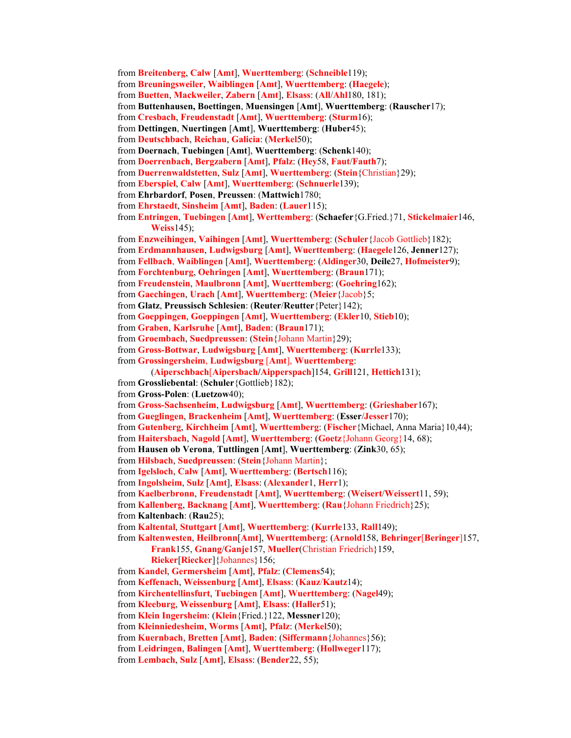from **Breitenberg**, **Calw** [**Amt**], **Wuerttemberg**: (**Schneible**119);
from **Breuningsweiler**, **Waiblingen** [**Amt**], **Wuerttemberg**: (**Haegele**);
from **Buetten**, **Mackweiler**, **Zabern** [**Amt**], **Elsass**: (**All**/**Ahl**180, 181);
from **Buttenhausen, Boettingen**, **Muensingen** [**Amt**], **Wuerttemberg**: (**Rauscher**17);
from **Cresbach**, **Freudenstadt** [**Amt**], **Wuerttemberg**: (**Sturm**16);
from **Dettingen**, **Nuertingen** [**Amt**], **Wuerttemberg**: (**Huber**45);
from **Deutschbach**, **Reichau**, **Galicia**: (**Merkel**50);
from **Doernach**, **Tuebingen** [**Amt**], **Wuerttemberg**: (**Schenk**140);
from **Doerrenbach**, **Bergzabern** [**Amt**], **Pfalz**: (**Hey**58, **Faut**/**Fauth**7);
from **Duerrenwaldstetten**, **Sulz** [**Amt**], **Wuerttemberg**: (**Stein**{Christian}29);
from **Eberspiel**, **Calw** [**Amt**], **Wuerttemberg**: (**Schnuerle**139);
from **Ehrbardorf**, **Posen**, **Preussen**: (**Mattwich**1780;
from **Ehrstaedt**, **Sinsheim** [**Amt**], **Baden**: (**Lauer**115);
from **Entringen**, **Tuebingen** [**Amt**], **Werttemberg**: (**Schaefer**{G.Fried.}71, **Stickelmaier**146, **Weiss**145);
from **Enzweihingen**, **Vaihingen** [**Amt**], **Wuerttemberg**: (**Schuler**{Jacob Gottlieb}182);
from **Erdmannhausen**, **Ludwigsburg** [**Amt**], **Wuerttemberg**: (**Haegele**126, **Jenner**127);
from **Fellbach, Waiblingen** [**Amt**], **Wuerttemberg**: (**Aldinger**30, **Deile**27, **Hofmeister**9);
from **Forchtenburg**, **Oehringen** [**Amt**], **Wuerttemberg**: (**Braun**171);
from **Freudenstein**, **Maulbronn** [**Amt**], **Wuerttemberg**: (**Goehring**162);
from **Gaechingen**, **Urach** [**Amt**], **Wuerttemberg**: (**Meier**{Jacob}5;
from **Glatz**, **Preussisch Schlesien**: (**Reuter**/**Reutter**{Peter}142);
from **Goeppingen**, **Goeppingen** [**Amt**], **Wuerttemberg**: (**Ekler**10, **Stieb**10);
from **Graben**, **Karlsruhe** [**Amt**], **Baden**: (**Braun**171);
from **Groembach**, **Suedpreussen**: (**Stein**{Johann Martin}29);
from **Gross-Bottwar**, **Ludwigsburg** [**Amt**], **Wuerttemberg**: (**Kurrle**133);
from **Grossingersheim**, **Ludwigsburg [Amt], Wuerttemberg**: (**Aiperschbach**[**Aipersbach**/**Aipperspach**]154, **Grill**121, **Hettich**131);
from **Grossliebental**: (**Schuler**{Gottlieb}182);
from **Gross-Polen**: (**Luetzow**40);
from **Gross-Sachsenheim**, **Ludwigsburg** [**Amt**], **Wuerttemberg**: (**Grieshaber**167);
from **Gueglingen**, **Brackenheim** [**Amt**], **Wuerttemberg**: (**Esser**/**Jesser**170);
from **Gutenberg**, **Kirchheim** [**Amt**], **Wuerttemberg**: (**Fischer**{Michael, Anna Maria}10,44);
from **Haitersbach**, **Nagold** [**Amt**], **Wuerttemberg**: (**Goetz**{Johann Georg}14, 68);
from **Hausen ob Verona**, **Tuttlingen** [**Amt**], **Wuerttemberg**: (**Zink**30, 65);
from **Hilsbach**, **Suedpreussen**: (**Stein**{Johann Martin};
from **Igelsloch**, **Calw** [**Amt**], **Wuerttemberg**: (**Bertsch**116);
from **Ingolsheim**, **Sulz** [**Amt**], **Elsass**: (**Alexander**1, **Herr**1);
from **Kaelberbronn**, **Freudenstadt** [**Amt**], **Wuerttemberg**: (**Weisert**/**Weissert**11, 59);
from **Kallenberg**, **Backnang** [**Amt**], **Wuerttemberg**: (**Rau**{Johann Friedrich}25);
from **Kaltenbach**: (**Rau**25);
from **Kaltental**, **Stuttgart** [**Amt**], **Wuerttemberg**: (**Kurrle**133, **Rall**149);
from **Kaltenwesten**, **Heilbronn**[**Amt**], **Wuerttemberg**: (**Arnold**158, **Behringer**[**Beringer**]157, **Frank**155, **Gnang**/**Ganje**157, **Mueller**(Christian Friedrich}159, **Rieker**[**Riecker**]{Johannes}156;
from **Kandel**, **Germersheim** [**Amt**], **Pfalz**: (**Clemens**54);
from **Keffenach**, **Weissenburg** [**Amt**], **Elsass**: (**Kauz**/**Kautz**14);
from **Kirchentellinsfurt**, **Tuebingen** [**Amt**], **Wuerttemberg**: (**Nagel**49);
from **Kleeburg**, **Weissenburg** [**Amt**], **Elsass**: (**Haller**51);
from **Klein Ingersheim**: (**Klein**{Fried.}122, **Messner**120);
from **Kleinniedesheim**, **Worms** [**Amt**], **Pfalz**: (**Merkel**50);
from **Kuernbach**, **Bretten** [**Amt**], **Baden**: (**Siffermann**{Johannes}56);
from **Leidringen**, **Balingen** [**Amt**], **Wuerttemberg**: (**Hollweger**117);
from **Lembach**, **Sulz** [**Amt**], **Elsass**: (**Bender**22, 55);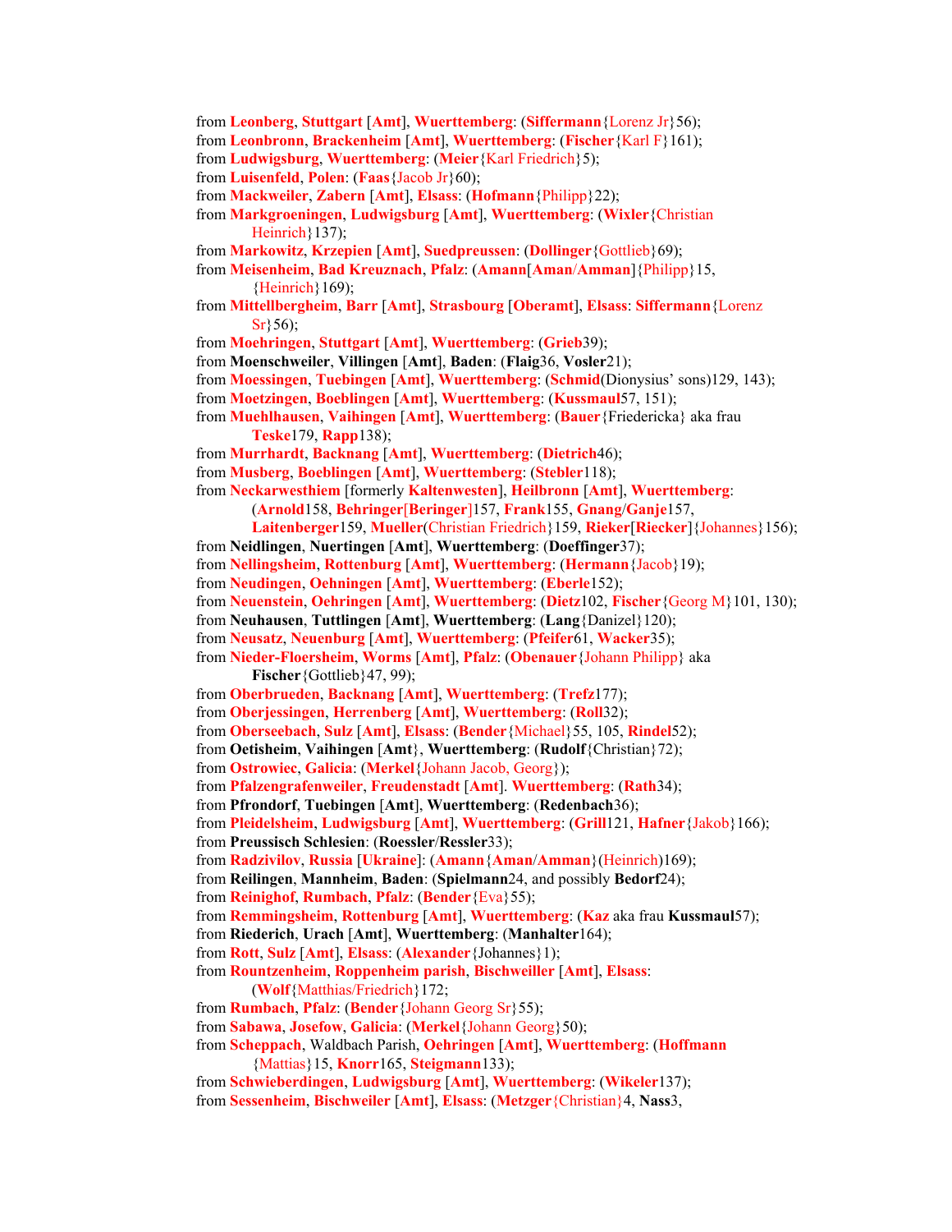from **Leonberg**, **Stuttgart** [**Amt**], **Wuerttemberg**: (**Siffermann**{Lorenz Jr}56);
from **Leonbronn**, **Brackenheim** [**Amt**], **Wuerttemberg**: (**Fischer**{Karl F}161);
from **Ludwigsburg**, **Wuerttemberg**: (**Meier**{Karl Friedrich}5);
from **Luisenfeld**, **Polen**: (**Faas**{Jacob Jr}60);
from **Mackweiler**, **Zabern** [**Amt**], **Elsass**: (**Hofmann**{Philipp}22);
from **Markgroeningen**, **Ludwigsburg** [**Amt**], **Wuerttemberg**: (**Wixler**{Christian Heinrich}137);
from **Markowitz**, **Krzepien** [**Amt**], **Suedpreussen**: (**Dollinger**{Gottlieb}69);
from **Meisenheim**, **Bad Kreuznach**, **Pfalz**: (**Amann**[**Aman**/**Amman**]{Philipp}15, {Heinrich}169);
from **Mittellbergheim**, **Barr** [**Amt**], **Strasbourg** [**Oberamt**], **Elsass**: **Siffermann**{Lorenz Sr}56);
from **Moehringen**, **Stuttgart** [**Amt**], **Wuerttemberg**: (**Grieb**39);
from **Moenschweiler**, **Villingen** [**Amt**], **Baden**: (**Flaig**36, **Vosler**21);
from **Moessingen**, **Tuebingen** [**Amt**], **Wuerttemberg**: (**Schmid**(Dionysius' sons)129, 143);
from **Moetzingen**, **Boeblingen** [**Amt**], **Wuerttemberg**: (**Kussmaul**57, 151);
from **Muehlhausen**, **Vaihingen** [**Amt**], **Wuerttemberg**: (**Bauer**{Friedericka} aka frau **Teske**179, **Rapp**138);
from **Murrhardt**, **Backnang** [**Amt**], **Wuerttemberg**: (**Dietrich**46);
from **Musberg**, **Boeblingen** [**Amt**], **Wuerttemberg**: (**Stebler**118);
from **Neckarwesthiem** [formerly **Kaltenwesten**], **Heilbronn** [**Amt**], **Wuerttemberg**: (**Arnold**158, **Behringer**[**Beringer**]157, **Frank**155, **Gnang**/**Ganje**157, **Laitenberger**159, **Mueller**(Christian Friedrich}159, **Rieker**[**Riecker**]{Johannes}156);
from **Neidlingen**, **Nuertingen** [**Amt**], **Wuerttemberg**: (**Doeffinger**37);
from **Nellingsheim**, **Rottenburg** [**Amt**], **Wuerttemberg**: (**Hermann**{Jacob}19);
from **Neudingen**, **Oehningen** [**Amt**], **Wuerttemberg**: (**Eberle**152);
from **Neuenstein**, **Oehringen** [**Amt**], **Wuerttemberg**: (**Dietz**102, **Fischer**{Georg M}101, 130);
from **Neuhausen**, **Tuttlingen** [**Amt**], **Wuerttemberg**: (**Lang**{Danizel}120);
from **Neusatz**, **Neuenburg** [**Amt**], **Wuerttemberg**: (**Pfeifer**61, **Wacker**35);
from **Nieder-Floersheim**, **Worms** [**Amt**], **Pfalz**: (**Obenauer**{Johann Philipp} aka **Fischer**{Gottlieb}47, 99);
from **Oberbrueden**, **Backnang** [**Amt**], **Wuerttemberg**: (**Trefz**177);
from **Oberjessingen**, **Herrenberg** [**Amt**], **Wuerttemberg**: (**Roll**32);
from **Oberseebach**, **Sulz** [**Amt**], **Elsass**: (**Bender**{Michael}55, 105, **Rindel**52);
from **Oetisheim**, **Vaihingen** [**Amt**}, **Wuerttemberg**: (**Rudolf**{Christian}72);
from **Ostrowiec**, **Galicia**: (**Merkel**{Johann Jacob, Georg});
from **Pfalzengrafenweiler**, **Freudenstadt** [**Amt**]. **Wuerttemberg**: (**Rath**34);
from **Pfrondorf**, **Tuebingen** [**Amt**], **Wuerttemberg**: (**Redenbach**36);
from **Pleidelsheim**, **Ludwigsburg** [**Amt**], **Wuerttemberg**: (**Grill**121, **Hafner**{Jakob}166);
from **Preussisch Schlesien**: (**Roessler**/**Ressler**33);
from **Radzivilov**, **Russia** [**Ukraine**]: (**Amann**{**Aman**/**Amman**}(Heinrich)169);
from **Reilingen**, **Mannheim**, **Baden**: (**Spielmann**24, and possibly **Bedorf**24);
from **Reinighof**, **Rumbach**, **Pfalz**: (**Bender**{Eva}55);
from **Remmingsheim**, **Rottenburg** [**Amt**], **Wuerttemberg**: (**Kaz** aka frau **Kussmaul**57);
from **Riederich**, **Urach** [**Amt**], **Wuerttemberg**: (**Manhalter**164);
from **Rott**, **Sulz** [**Amt**], **Elsass**: (**Alexander**{Johannes}1);
from **Rountzenheim**, **Roppenheim parish**, **Bischweiller** [**Amt**], **Elsass**: (**Wolf**{Matthias/Friedrich}172;
from **Rumbach**, **Pfalz**: (**Bender**{Johann Georg Sr}55);
from **Sabawa**, **Josefow**, **Galicia**: (**Merkel**{Johann Georg}50);
from **Scheppach**, Waldbach Parish, **Oehringen** [**Amt**], **Wuerttemberg**: (**Hoffmann** {Mattias}15, **Knorr**165, **Steigmann**133);
from **Schwieberdingen**, **Ludwigsburg** [**Amt**], **Wuerttemberg**: (**Wikeler**137);
from **Sessenheim**, **Bischweiler** [**Amt**], **Elsass**: (**Metzger**{Christian}4, **Nass**3,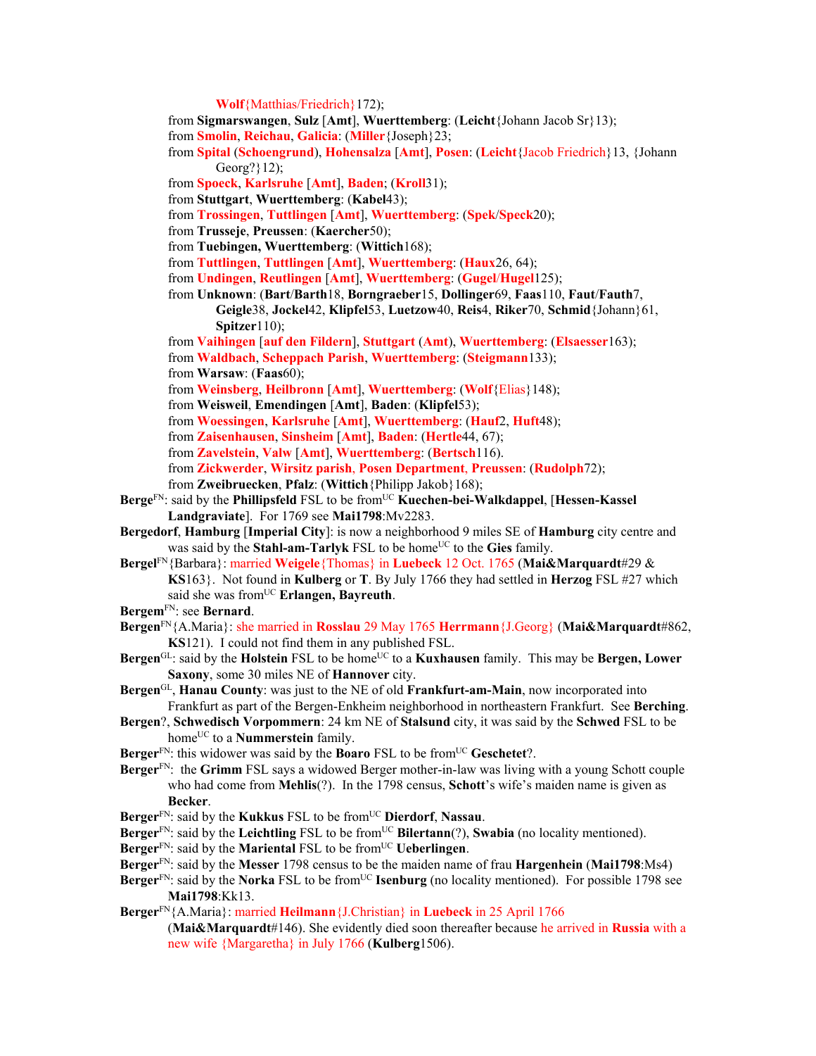**Wolf**{Matthias/Friedrich}172);

from **Sigmarswangen**, **Sulz** [**Amt**], **Wuerttemberg**: (**Leicht**{Johann Jacob Sr}13);

from **Smolin**, **Reichau**, **Galicia**: (**Miller**{Joseph}23;

from **Spital** (**Schoengrund**), **Hohensalza** [**Amt**], **Posen**: (**Leicht**{Jacob Friedrich}13, {Johann Georg?}12);

from **Spoeck**, **Karlsruhe** [**Amt**], **Baden**; (**Kroll**31);

from **Stuttgart**, **Wuerttemberg**: (**Kabel**43);

from **Trossingen**, **Tuttlingen** [**Amt**], **Wuerttemberg**: (**Spek**/**Speck**20);

from **Trusseje**, **Preussen**: (**Kaercher**50);

from **Tuebingen, Wuerttemberg**: (**Wittich**168);

from **Tuttlingen**, **Tuttlingen** [**Amt**], **Wuerttemberg**: (**Haux**26, 64);

from **Undingen**, **Reutlingen** [**Amt**], **Wuerttemberg**: (**Gugel**/**Hugel**125);

from **Unknown**: (**Bart**/**Barth**18, **Borngraeber**15, **Dollinger**69, **Faas**110, **Faut**/**Fauth**7, **Geigle**38, **Jockel**42, **Klipfel**53, **Luetzow**40, **Reis**4, **Riker**70, **Schmid**{Johann}61, **Spitzer**110);

from **Vaihingen** [**auf den Fildern**], **Stuttgart** (**Amt**), **Wuerttemberg**: (**Elsaesser**163);

from **Waldbach**, **Scheppach Parish**, **Wuerttemberg**: (**Steigmann**133);

from **Warsaw**: (**Faas**60);

from **Weinsberg**, **Heilbronn** [**Amt**], **Wuerttemberg**: (**Wolf**{Elias}148);

from **Weisweil**, **Emendingen** [**Amt**], **Baden**: (**Klipfel**53);

from **Woessingen**, **Karlsruhe** [**Amt**], **Wuerttemberg**: (**Hauf**2, **Huft**48);

from **Zaisenhausen**, **Sinsheim** [**Amt**], **Baden**: (**Hertle**44, 67);

from **Zavelstein**, **Valw** [**Amt**], **Wuerttemberg**: (**Bertsch**116).

from **Zickwerder**, **Wirsitz parish**, **Posen Department**, **Preussen**: (**Rudolph**72);

from **Zweibruecken**, **Pfalz**: (**Wittich**{Philipp Jakob}168);

**Berge**[FN]: said by the **Phillipsfeld** FSL to be from[UC] **Kuechen-bei-Walkdappel**, [**Hessen-Kassel Landgraviate**]. For 1769 see **Mai1798**:Mv2283.

**Bergedorf**, **Hamburg** [**Imperial City**]: is now a neighborhood 9 miles SE of **Hamburg** city centre and was said by the **Stahl-am-Tarlyk** FSL to be home[UC] to the **Gies** family.

**Bergel**[FN]{Barbara}: married **Weigele**{Thomas} in **Luebeck** 12 Oct. 1765 (**Mai&Marquardt**#29 & **KS**163}. Not found in **Kulberg** or **T**. By July 1766 they had settled in **Herzog** FSL #27 which said she was from[UC] **Erlangen, Bayreuth**.

**Bergem**[FN]: see **Bernard**.

**Bergen**[FN]{A.Maria}: she married in **Rosslau** 29 May 1765 **Herrmann**{J.Georg} (**Mai&Marquardt**#862, **KS**121). I could not find them in any published FSL.

**Bergen**[GL]: said by the **Holstein** FSL to be home[UC] to a **Kuxhausen** family. This may be **Bergen, Lower Saxony**, some 30 miles NE of **Hannover** city.

**Bergen**[GL], **Hanau County**: was just to the NE of old **Frankfurt-am-Main**, now incorporated into Frankfurt as part of the Bergen-Enkheim neighborhood in northeastern Frankfurt. See **Berching**.

**Bergen**?, **Schwedisch Vorpommern**: 24 km NE of **Stalsund** city, it was said by the **Schwed** FSL to be home[UC] to a **Nummerstein** family.

**Berger**[FN]: this widower was said by the **Boaro** FSL to be from[UC] **Geschetet**?.

**Berger**[FN]: the **Grimm** FSL says a widowed Berger mother-in-law was living with a young Schott couple who had come from **Mehlis**(?). In the 1798 census, **Schott**'s wife's maiden name is given as **Becker**.

**Berger**[FN]: said by the **Kukkus** FSL to be from[UC] **Dierdorf**, **Nassau**.

**Berger**[FN]: said by the **Leichtling** FSL to be from[UC] **Bilertann**(?), **Swabia** (no locality mentioned).

**Berger**[FN]: said by the **Mariental** FSL to be from[UC] **Ueberlingen**.

**Berger**[FN]: said by the **Messer** 1798 census to be the maiden name of frau **Hargenhein** (**Mai1798**:Ms4)

**Berger**[FN]: said by the **Norka** FSL to be from[UC] **Isenburg** (no locality mentioned). For possible 1798 see **Mai1798**:Kk13.

**Berger**[FN]{A.Maria}: married **Heilmann**{J.Christian} in **Luebeck** in 25 April 1766 (**Mai&Marquardt**#146). She evidently died soon thereafter because he arrived in **Russia** with a new wife {Margaretha} in July 1766 (**Kulberg**1506).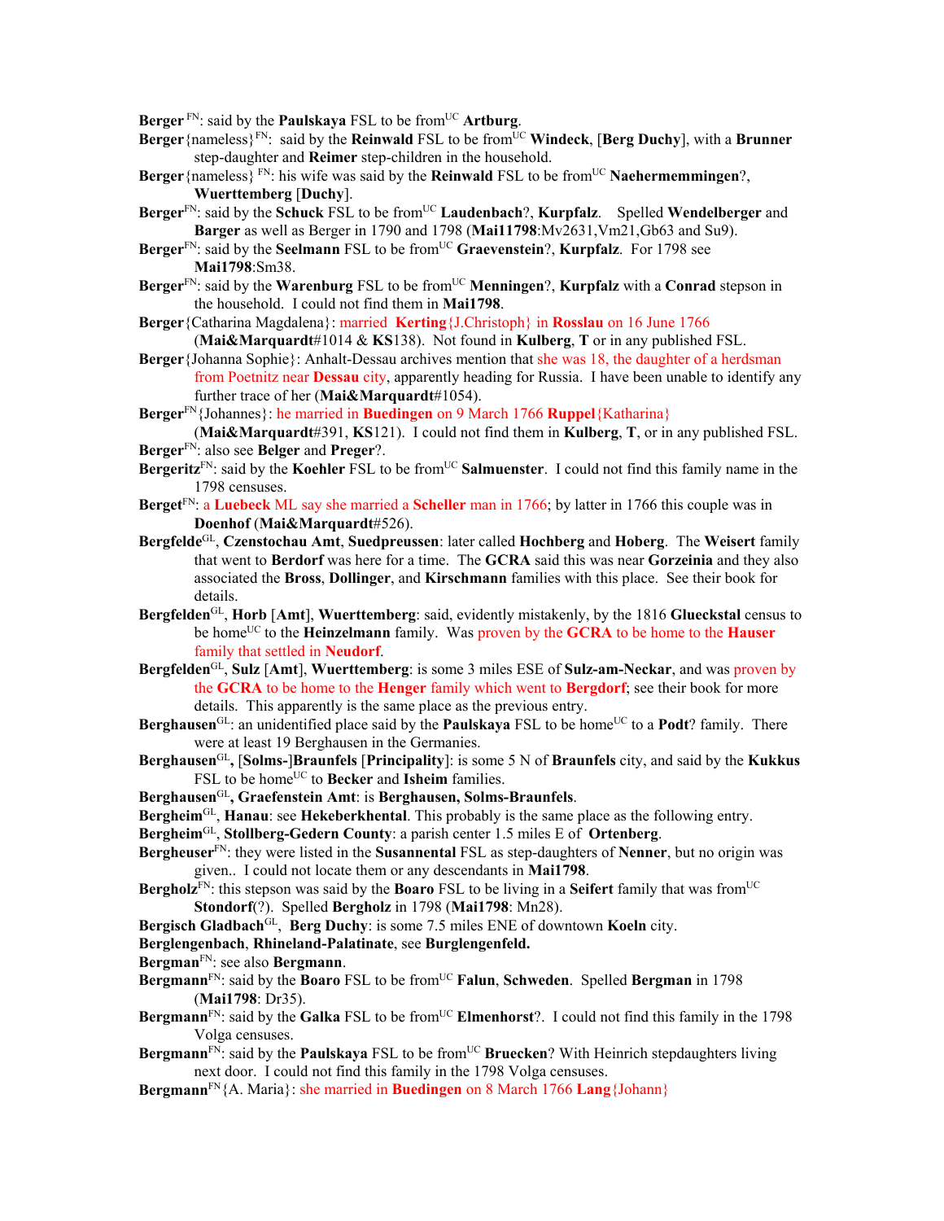**Berger** [FN]: said by the **Paulskaya** FSL to be from[UC] **Artburg**.

**Berger**{nameless}[FN]: said by the **Reinwald** FSL to be from[UC] **Windeck**, [**Berg Duchy**], with a **Brunner** step-daughter and **Reimer** step-children in the household.

**Berger**{nameless} [FN]: his wife was said by the **Reinwald** FSL to be from[UC] **Naehermemmingen**?, **Wuerttemberg** [**Duchy**].

**Berger**[FN]: said by the **Schuck** FSL to be from[UC] **Laudenbach**?, **Kurpfalz**. Spelled **Wendelberger** and **Barger** as well as Berger in 1790 and 1798 (**Mai11798**:Mv2631,Vm21,Gb63 and Su9).

**Berger**[FN]: said by the **Seelmann** FSL to be from[UC] **Graevenstein**?, **Kurpfalz**. For 1798 see **Mai1798**:Sm38.

**Berger**[FN]: said by the **Warenburg** FSL to be from[UC] **Menningen**?, **Kurpfalz** with a **Conrad** stepson in the household. I could not find them in **Mai1798**.

**Berger**{Catharina Magdalena}: married **Kerting**{J.Christoph} in **Rosslau** on 16 June 1766 (**Mai&Marquardt**#1014 & **KS**138). Not found in **Kulberg**, **T** or in any published FSL.

**Berger**{Johanna Sophie}: Anhalt-Dessau archives mention that she was 18, the daughter of a herdsman from Poetnitz near **Dessau** city, apparently heading for Russia. I have been unable to identify any further trace of her (**Mai&Marquardt**#1054).

**Berger**[FN]{Johanes}: he married in **Buedingen** on 9 March 1766 **Ruppel**{Katharina} (**Mai&Marquardt**#391, **KS**121). I could not find them in **Kulberg**, **T**, or in any published FSL.

**Berger**[FN]: also see **Belger** and **Preger**?.

**Bergeritz**[FN]: said by the **Koehler** FSL to be from[UC] **Salmuenster**. I could not find this family name in the 1798 censuses.

**Berget**[FN]: a **Luebeck** ML say she married a **Scheller** man in 1766; by latter in 1766 this couple was in **Doenhof** (**Mai&Marquardt**#526).

**Bergfelde**[GL], **Czenstochau Amt**, **Suedpreussen**: later called **Hochberg** and **Hoberg**. The **Weisert** family that went to **Berdorf** was here for a time. The **GCRA** said this was near **Gorzeinia** and they also associated the **Bross**, **Dollinger**, and **Kirschmann** families with this place. See their book for details.

**Bergfelden**[GL], **Horb** [**Amt**], **Wuerttemberg**: said, evidently mistakenly, by the 1816 **Glueckstal** census to be home[UC] to the **Heinzelmann** family. Was proven by the **GCRA** to be home to the **Hauser** family that settled in **Neudorf**.

**Bergfelden**[GL], **Sulz** [**Amt**], **Wuerttemberg**: is some 3 miles ESE of **Sulz-am-Neckar**, and was proven by the **GCRA** to be home to the **Henger** family which went to **Bergdorf**; see their book for more details. This apparently is the same place as the previous entry.

**Berghausen**[GL]: an unidentified place said by the **Paulskaya** FSL to be home[UC] to a **Podt**? family. There were at least 19 Berghausen in the Germanies.

**Berghausen**[GL]**,** [**Solms-**]**Braunfels** [**Principality**]: is some 5 N of **Braunfels** city, and said by the **Kukkus** FSL to be home[UC] to **Becker** and **Isheim** families.

**Berghausen**[GL]**, Graefenstein Amt**: is **Berghausen, Solms-Braunfels**.

**Bergheim**[GL], **Hanau**: see **Hekeberkhental**. This probably is the same place as the following entry.

**Bergheim**[GL], **Stollberg-Gedern County**: a parish center 1.5 miles E of **Ortenberg**.

**Bergheuser**[FN]: they were listed in the **Susannental** FSL as step-daughters of **Nenner**, but no origin was given.. I could not locate them or any descendants in **Mai1798**.

**Bergholz**[FN]: this stepson was said by the **Boaro** FSL to be living in a **Seifert** family that was from[UC] **Stondorf**(?). Spelled **Bergholz** in 1798 (**Mai1798**: Mn28).

**Bergisch Gladbach**[GL], **Berg Duchy**: is some 7.5 miles ENE of downtown **Koeln** city.

**Berglengenbach**, **Rhineland-Palatinate**, see **Burglengenfeld.**

**Bergman**[FN]: see also **Bergmann**.

**Bergmann**[FN]: said by the **Boaro** FSL to be from[UC] **Falun**, **Schweden**. Spelled **Bergman** in 1798 (**Mai1798**: Dr35).

**Bergmann**[FN]: said by the **Galka** FSL to be from[UC] **Elmenhorst**?. I could not find this family in the 1798 Volga censuses.

**Bergmann**[FN]: said by the **Paulskaya** FSL to be from[UC] **Bruecken**? With Heinrich stepdaughters living next door. I could not find this family in the 1798 Volga censuses.

**Bergmann**[FN]{A. Maria}: she married in **Buedingen** on 8 March 1766 **Lang**{Johann}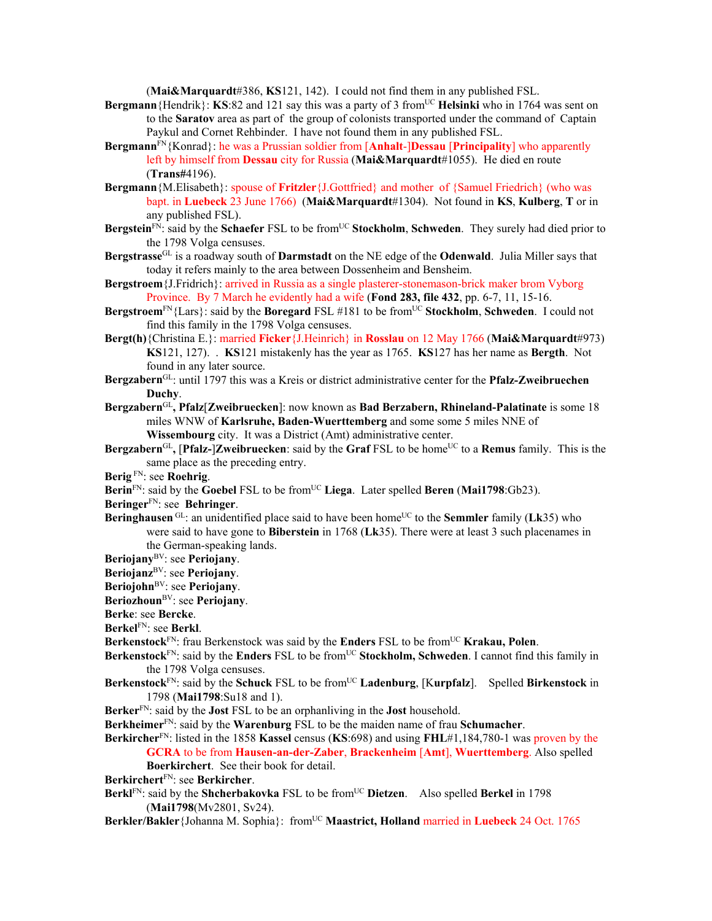(**Mai&Marquardt**#386, **KS**121, 142). I could not find them in any published FSL.

**Bergmann**{Hendrik}: **KS**:82 and 121 say this was a party of 3 from[UC] **Helsinki** who in 1764 was sent on to the **Saratov** area as part of the group of colonists transported under the command of Captain Paykul and Cornet Rehbinder. I have not found them in any published FSL.

**Bergmann**[FN]{Konrad}: he was a Prussian soldier from [**Anhalt**-]**Dessau** [**Principality**] who apparently left by himself from **Dessau** city for Russia (**Mai&Marquardt**#1055). He died en route (**Trans#**4196).

**Bergmann**{M.Elisabeth}: spouse of **Fritzler**{J.Gottfried} and mother of {Samuel Friedrich} (who was bapt. in **Luebeck** 23 June 1766) (**Mai&Marquardt**#1304). Not found in **KS**, **Kulberg**, **T** or in any published FSL).

**Bergstein**[FN]: said by the **Schaefer** FSL to be from[UC] **Stockholm**, **Schweden**. They surely had died prior to the 1798 Volga censuses.

**Bergstrasse**[GL] is a roadway south of **Darmstadt** on the NE edge of the **Odenwald**. Julia Miller says that today it refers mainly to the area between Dossenheim and Bensheim.

**Bergstroem**{J.Fridrich}: arrived in Russia as a single plasterer-stonemason-brick maker brom Vyborg Province. By 7 March he evidently had a wife (**Fond 283, file 432**, pp. 6-7, 11, 15-16.

**Bergstroem**[FN]{Lars}: said by the **Boregard** FSL #181 to be from[UC] **Stockholm**, **Schweden**. I could not find this family in the 1798 Volga censuses.

**Bergt(h)**{Christina E.}: married **Ficker**{J.Heinrich} in **Rosslau** on 12 May 1766 (**Mai&Marquardt**#973) **KS**121, 127). . **KS**121 mistakenly has the year as 1765. **KS**127 has her name as **Bergth**. Not found in any later source.

**Bergzabern**[GL]: until 1797 this was a Kreis or district administrative center for the **Pfalz-Zweibruechen Duchy**.

**Bergzabern**[GL]**, Pfalz**[**Zweibruecken**]: now known as **Bad Berzabern, Rhineland-Palatinate** is some 18 miles WNW of **Karlsruhe, Baden-Wuerttemberg** and some some 5 miles NNE of **Wissembourg** city. It was a District (Amt) administrative center.

**Bergzabern**[GL], [**Pfalz-**]**Zweibruecken**: said by the **Graf** FSL to be home[UC] to a **Remus** family. This is the same place as the preceding entry.

**Berig** [FN]: see **Roehrig**.

**Berin**[FN]: said by the **Goebel** FSL to be from[UC] **Liega**. Later spelled **Beren** (**Mai1798**:Gb23).

**Beringer**[FN]: see **Behringer**.

**Beringhausen** [GL]: an unidentified place said to have been home[UC] to the **Semmler** family (**Lk**35) who were said to have gone to **Biberstein** in 1768 (**Lk**35). There were at least 3 such placenames in the German-speaking lands.

**Beriojany**[BV]: see **Periojany**.

**Beriojanz**[BV]: see **Periojany**.

**Beriojohn**[BV]: see **Periojany**.

**Beriozhoun**[BV]: see **Periojany**.

**Berke**: see **Bercke**.

**Berkel**[FN]: see **Berkl**.

**Berkenstock**[FN]: frau Berkenstock was said by the **Enders** FSL to be from[UC] **Krakau, Polen**.

**Berkenstock**[FN]: said by the **Enders** FSL to be from[UC] **Stockholm, Schweden**. I cannot find this family in the 1798 Volga censuses.

**Berkenstock**[FN]: said by the **Schuck** FSL to be from[UC] **Ladenburg**, [**Kurpfalz**]. Spelled **Birkenstock** in 1798 (**Mai1798**:Su18 and 1).

**Berker**[FN]: said by the **Jost** FSL to be an orphanliving in the **Jost** household.

**Berkheimer**[FN]: said by the **Warenburg** FSL to be the maiden name of frau **Schumacher**.

**Berkircher**[FN]: listed in the 1858 **Kassel** census (**KS**:698) and using **FHL**#1,184,780-1 was proven by the **GCRA** to be from **Hausen-an-der-Zaber**, **Brackenheim** [**Amt**], **Wuerttemberg**. Also spelled **Boerkirchert**. See their book for detail.

**Berkirchert**[FN]: see **Berkircher**.

**Berkl**[FN]: said by the **Shcherbakovka** FSL to be from[UC] **Dietzen**. Also spelled **Berkel** in 1798 (**Mai1798**(Mv2801, Sv24).

**Berkler/Bakler**{Johanna M. Sophia}: from[UC] **Maastrict, Holland** married in **Luebeck** 24 Oct. 1765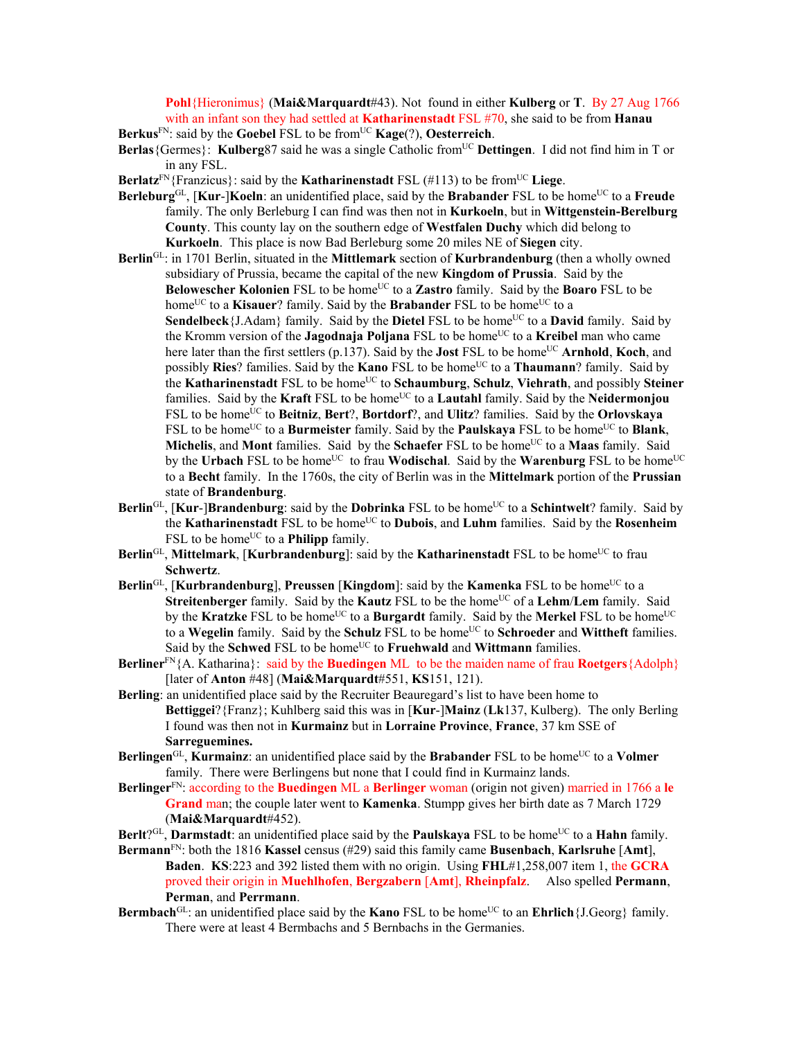**Pohl**{Hieronimus} (**Mai&Marquardt**#43). Not found in either **Kulberg** or **T**. By 27 Aug 1766 with an infant son they had settled at **Katharinenstadt** FSL #70, she said to be from **Hanau**

**Berkus**[FN]: said by the **Goebel** FSL to be from[UC] **Kage**(?), **Oesterreich**.

**Berlas**{Germes}: **Kulberg**87 said he was a single Catholic from[UC] **Dettingen**. I did not find him in T or in any FSL.

**Berlatz**[FN]{Franzicus}: said by the **Katharinenstadt** FSL (#113) to be from[UC] **Liege**.

**Berleburg**[GL], [**Kur**-]**Koeln**: an unidentified place, said by the **Brabander** FSL to be home[UC] to a **Freude** family. The only Berleburg I can find was then not in **Kurkoeln**, but in **Wittgenstein-Berelburg County**. This county lay on the southern edge of **Westfalen Duchy** which did belong to **Kurkoeln**. This place is now Bad Berleburg some 20 miles NE of **Siegen** city.

**Berlin**[GL]: in 1701 Berlin, situated in the **Mittelmark** section of **Kurbrandenburg** (then a wholly owned subsidiary of Prussia, became the capital of the new **Kingdom of Prussia**. Said by the **Belowescher Kolonien** FSL to be home[UC] to a **Zastro** family. Said by the **Boaro** FSL to be home[UC] to a **Kisauer**? family. Said by the **Brabander** FSL to be home[UC] to a **Sendelbeck**{J.Adam} family. Said by the **Dietel** FSL to be home[UC] to a **David** family. Said by the Kromm version of the **Jagodnaja Poljana** FSL to be home[UC] to a **Kreibel** man who came here later than the first settlers (p.137). Said by the **Jost** FSL to be home[UC] **Arnhold**, **Koch**, and possibly **Ries**? families. Said by the **Kano** FSL to be home[UC] to a **Thaumann**? family. Said by the **Katharinenstadt** FSL to be home[UC] to **Schaumburg**, **Schulz**, **Viehrath**, and possibly **Steiner** families. Said by the **Kraft** FSL to be home[UC] to a **Lautahl** family. Said by the **Neidermonjou** FSL to be home[UC] to **Beitniz**, **Bert**?, **Bortdorf**?, and **Ulitz**? families. Said by the **Orlovskaya** FSL to be home[UC] to a **Burmeister** family. Said by the **Paulskaya** FSL to be home[UC] to **Blank**, **Michelis**, and **Mont** families. Said by the **Schaefer** FSL to be home[UC] to a **Maas** family. Said by the **Urbach** FSL to be home[UC] to frau **Wodischal**. Said by the **Warenburg** FSL to be home[UC] to a **Becht** family. In the 1760s, the city of Berlin was in the **Mittelmark** portion of the **Prussian** state of **Brandenburg**.

**Berlin**[GL], [**Kur**-]**Brandenburg**: said by the **Dobrinka** FSL to be home[UC] to a **Schintwelt**? family. Said by the **Katharinenstadt** FSL to be home[UC] to **Dubois**, and **Luhm** families. Said by the **Rosenheim** FSL to be home[UC] to a **Philipp** family.

**Berlin**[GL], **Mittelmark**, [**Kurbrandenburg**]: said by the **Katharinenstadt** FSL to be home[UC] to frau **Schwertz**.

**Berlin**[GL], [**Kurbrandenburg**], **Preussen** [**Kingdom**]: said by the **Kamenka** FSL to be home[UC] to a **Streitenberger** family. Said by the **Kautz** FSL to be the home[UC] of a **Lehm**/**Lem** family. Said by the **Kratzke** FSL to be home[UC] to a **Burgardt** family. Said by the **Merkel** FSL to be home[UC] to a **Wegelin** family. Said by the **Schulz** FSL to be home[UC] to **Schroeder** and **Wittheft** families. Said by the **Schwed** FSL to be home[UC] to **Fruehwald** and **Wittmann** families.

**Berliner**[FN]{A. Katharina}: said by the **Buedingen** ML to be the maiden name of frau **Roetgers**{Adolph} [later of **Anton** #48] (**Mai&Marquardt**#551, **KS**151, 121).

**Berling**: an unidentified place said by the Recruiter Beauregard's list to have been home to **Bettiggei**?{Franz}; Kuhlberg said this was in [**Kur**-]**Mainz** (**Lk**137, Kulberg). The only Berling I found was then not in **Kurmainz** but in **Lorraine Province**, **France**, 37 km SSE of **Sarreguemines.**

**Berlingen**[GL], **Kurmainz**: an unidentified place said by the **Brabander** FSL to be home[UC] to a **Volmer** family. There were Berlingens but none that I could find in Kurmainz lands.

**Berlinger**[FN]: according to the **Buedingen** ML a **Berlinger** woman (origin not given) married in 1766 a **le Grand** man; the couple later went to **Kamenka**. Stumpp gives her birth date as 7 March 1729 (**Mai&Marquardt**#452).

**Berlt**?[GL], **Darmstadt**: an unidentified place said by the **Paulskaya** FSL to be home[UC] to a **Hahn** family.

**Bermann**[FN]: both the 1816 **Kassel** census (#29) said this family came **Busenbach**, **Karlsruhe** [**Amt**], **Baden**. **KS**:223 and 392 listed them with no origin. Using **FHL**#1,258,007 item 1, the **GCRA** proved their origin in **Muehlhofen**, **Bergzabern** [**Amt**], **Rheinpfalz**. Also spelled **Permann**, **Perman**, and **Perrmann**.

**Bermbach**[GL]: an unidentified place said by the **Kano** FSL to be home[UC] to an **Ehrlich**{J.Georg} family. There were at least 4 Bermbachs and 5 Bernbachs in the Germanies.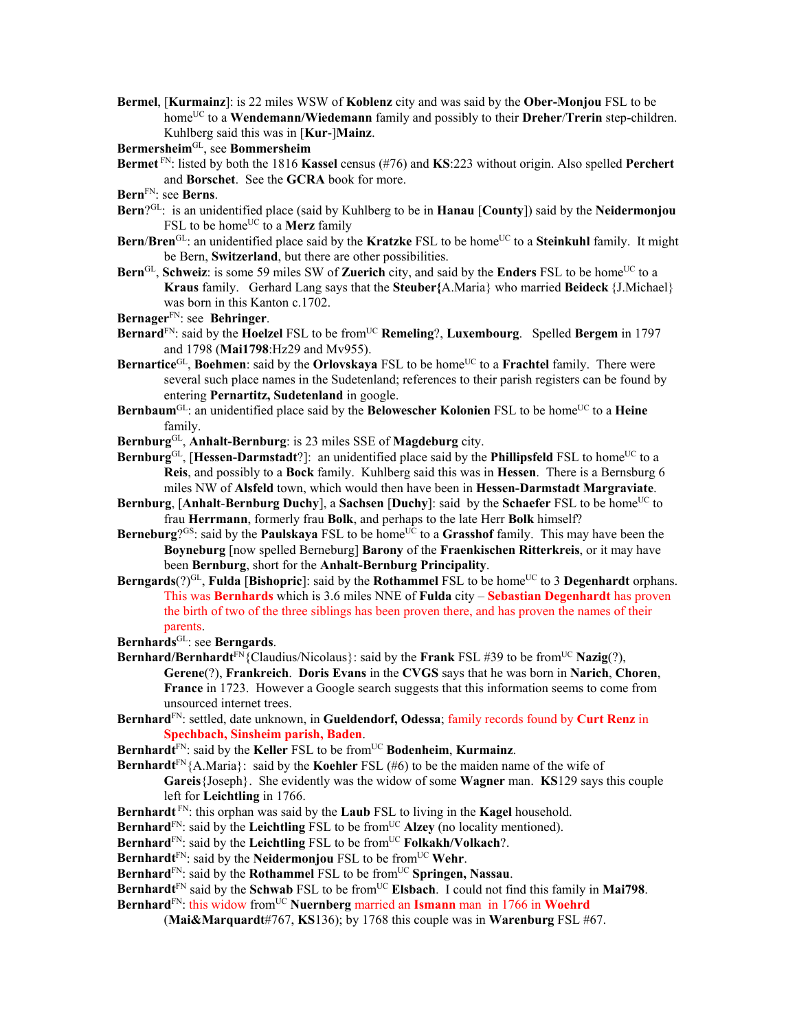**Bermel**, [**Kurmainz**]: is 22 miles WSW of **Koblenz** city and was said by the **Ober-Monjou** FSL to be home[UC] to a **Wendemann/Wiedemann** family and possibly to their **Dreher**/**Trerin** step-children. Kuhlberg said this was in [**Kur**-]**Mainz**.

**Bermersheim**[GL], see **Bommersheim**

**Bermet** [FN]: listed by both the 1816 **Kassel** census (#76) and **KS**:223 without origin. Also spelled **Perchert** and **Borschet**. See the **GCRA** book for more.

**Bern**[FN]: see **Berns**.

**Bern**?[GL]: is an unidentified place (said by Kuhlberg to be in **Hanau** [**County**]) said by the **Neidermonjou** FSL to be home[UC] to a **Merz** family

**Bern**/**Bren**[GL]: an unidentified place said by the **Kratzke** FSL to be home[UC] to a **Steinkuhl** family. It might be Bern, **Switzerland**, but there are other possibilities.

**Bern**[GL], **Schweiz**: is some 59 miles SW of **Zuerich** city, and said by the **Enders** FSL to be home[UC] to a **Kraus** family. Gerhard Lang says that the **Steuber{**A.Maria} who married **Beideck** {J.Michael} was born in this Kanton c.1702.

**Bernager**[FN]: see **Behringer**.

**Bernard**[FN]: said by the **Hoelzel** FSL to be from[UC] **Remeling**?, **Luxembourg**. Spelled **Bergem** in 1797 and 1798 (**Mai1798**:Hz29 and Mv955).

**Bernartice**[GL], **Boehmen**: said by the **Orlovskaya** FSL to be home[UC] to a **Frachtel** family. There were several such place names in the Sudetenland; references to their parish registers can be found by entering **Pernartitz, Sudetenland** in google.

**Bernbaum**[GL]: an unidentified place said by the **Belowescher Kolonien** FSL to be home[UC] to a **Heine** family.

**Bernburg**[GL], **Anhalt-Bernburg**: is 23 miles SSE of **Magdeburg** city.

**Bernburg**[GL], [**Hessen-Darmstadt**?]: an unidentified place said by the **Phillipsfeld** FSL to home[UC] to a **Reis**, and possibly to a **Bock** family. Kuhlberg said this was in **Hessen**. There is a Bernsburg 6 miles NW of **Alsfeld** town, which would then have been in **Hessen-Darmstadt Margraviate**.

**Bernburg**, [**Anhalt-Bernburg Duchy**], a **Sachsen** [**Duchy**]: said by the **Schaefer** FSL to be home[UC] to frau **Herrmann**, formerly frau **Bolk**, and perhaps to the late Herr **Bolk** himself?

**Berneburg**?[GS]: said by the **Paulskaya** FSL to be home[UC] to a **Grasshof** family. This may have been the **Boyneburg** [now spelled Berneburg] **Barony** of the **Fraenkischen Ritterkreis**, or it may have been **Bernburg**, short for the **Anhalt-Bernburg Principality**.

**Berngards**(?)[GL], **Fulda** [**Bishopric**]: said by the **Rothammel** FSL to be home[UC] to 3 **Degenhardt** orphans. This was **Bernhards** which is 3.6 miles NNE of **Fulda** city – **Sebastian Degenhardt** has proven the birth of two of the three siblings has been proven there, and has proven the names of their parents.

**Bernhards**[GL]: see **Berngards**.

**Bernhard/Bernhardt**[FN]{Claudius/Nicolaus}: said by the **Frank** FSL #39 to be from[UC] **Nazig**(?), **Gerene**(?), **Frankreich**. **Doris Evans** in the **CVGS** says that he was born in **Narich**, **Choren**, **France** in 1723. However a Google search suggests that this information seems to come from unsourced internet trees.

**Bernhard**[FN]: settled, date unknown, in **Gueldendorf, Odessa**; family records found by **Curt Renz** in **Spechbach, Sinsheim parish, Baden**.

**Bernhardt**[FN]: said by the **Keller** FSL to be from[UC] **Bodenheim**, **Kurmainz**.

**Bernhardt**[FN]{A.Maria}: said by the **Koehler** FSL (#6) to be the maiden name of the wife of **Gareis**{Joseph}. She evidently was the widow of some **Wagner** man. **KS**129 says this couple left for **Leichtling** in 1766.

**Bernhardt** [FN]: this orphan was said by the **Laub** FSL to living in the **Kagel** household.

**Bernhard**[FN]: said by the **Leichtling** FSL to be from[UC] **Alzey** (no locality mentioned).

**Bernhard**[FN]: said by the **Leichtling** FSL to be from[UC] **Folkakh/Volkach**?.

**Bernhardt**[FN]: said by the **Neidermonjou** FSL to be from[UC] **Wehr**.

**Bernhard**[FN]: said by the **Rothammel** FSL to be from[UC] **Springen, Nassau**.

**Bernhardt**[FN] said by the **Schwab** FSL to be from[UC] **Elsbach**. I could not find this family in **Mai798**.

**Bernhard**[FN]: this widow from[UC] **Nuernberg** married an **Ismann** man in 1766 in **Woehrd** (**Mai&Marquardt**#767, **KS**136); by 1768 this couple was in **Warenburg** FSL #67.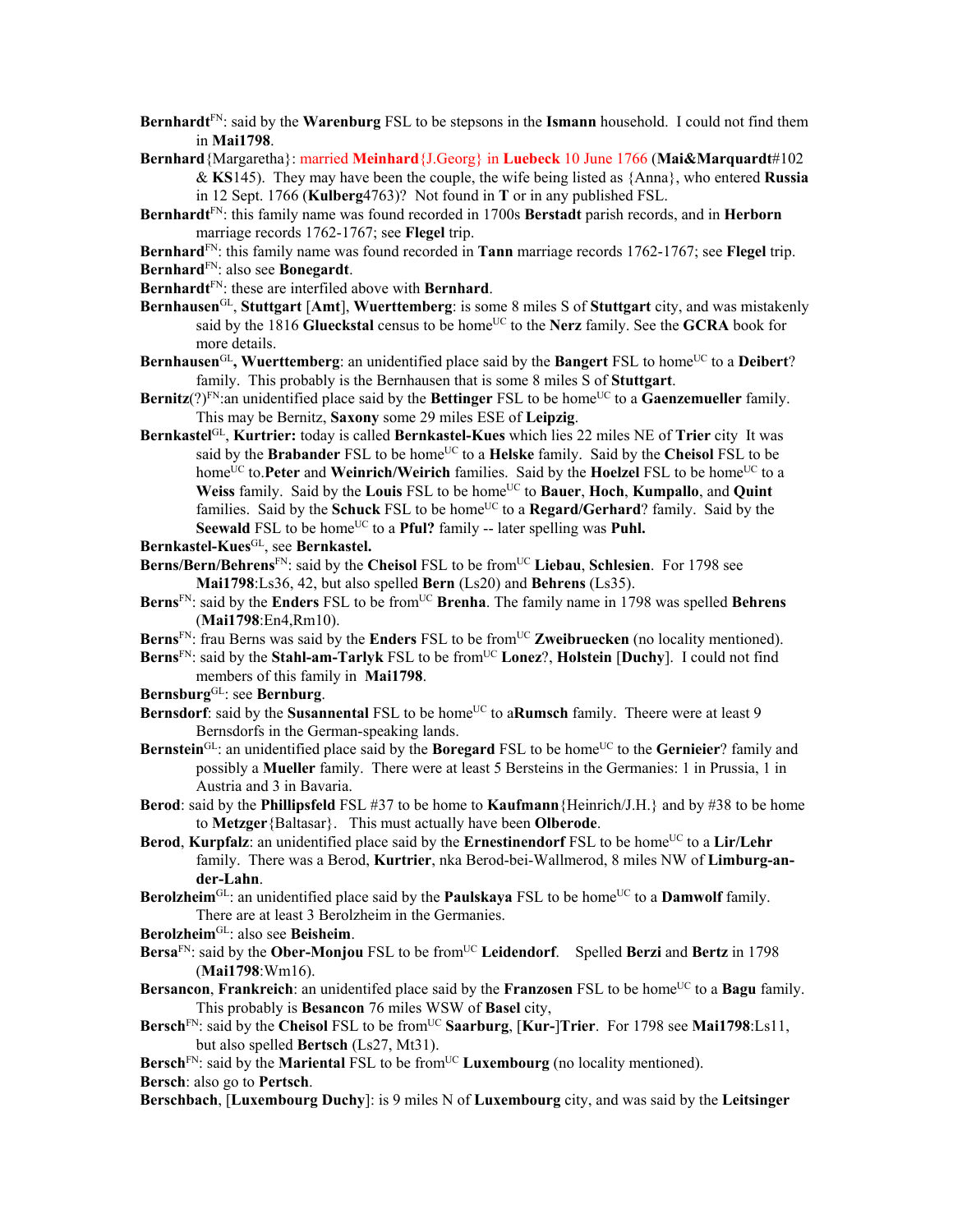**Bernhardt**[FN]: said by the **Warenburg** FSL to be stepsons in the **Ismann** household. I could not find them in **Mai1798**.

**Bernhard**{Margaretha}: married **Meinhard**{J.Georg} in **Luebeck** 10 June 1766 (**Mai&Marquardt**#102 & **KS**145). They may have been the couple, the wife being listed as {Anna}, who entered **Russia** in 12 Sept. 1766 (**Kulberg**4763)? Not found in **T** or in any published FSL.

**Bernhardt**[FN]: this family name was found recorded in 1700s **Berstadt** parish records, and in **Herborn** marriage records 1762-1767; see **Flegel** trip.

**Bernhard**[FN]: this family name was found recorded in **Tann** marriage records 1762-1767; see **Flegel** trip.

**Bernhard**[FN]: also see **Bonegardt**.

**Bernhardt**[FN]: these are interfiled above with **Bernhard**.

**Bernhausen**[GL], **Stuttgart** [**Amt**], **Wuerttemberg**: is some 8 miles S of **Stuttgart** city, and was mistakenly said by the 1816 **Glueckstal** census to be home[UC] to the **Nerz** family. See the **GCRA** book for more details.

**Bernhausen**[GL]**, Wuerttemberg**: an unidentified place said by the **Bangert** FSL to home[UC] to a **Deibert**? family. This probably is the Bernhausen that is some 8 miles S of **Stuttgart**.

**Bernitz**(?)[FN]:an unidentified place said by the **Bettinger** FSL to be home[UC] to a **Gaenzemueller** family. This may be Bernitz, **Saxony** some 29 miles ESE of **Leipzig**.

**Bernkastel**[GL], **Kurtrier:** today is called **Bernkastel-Kues** which lies 22 miles NE of **Trier** city It was said by the **Brabander** FSL to be home[UC] to a **Helske** family. Said by the **Cheisol** FSL to be home[UC] to.**Peter** and **Weinrich/Weirich** families. Said by the **Hoelzel** FSL to be home[UC] to a **Weiss** family. Said by the **Louis** FSL to be home[UC] to **Bauer**, **Hoch**, **Kumpallo**, and **Quint** families. Said by the **Schuck** FSL to be home[UC] to a **Regard/Gerhard**? family. Said by the **Seewald** FSL to be home[UC] to a **Pful?** family -- later spelling was **Puhl.**

**Bernkastel-Kues**[GL], see **Bernkastel.**

**Berns/Bern/Behrens**[FN]: said by the **Cheisol** FSL to be from[UC] **Liebau**, **Schlesien**. For 1798 see **Mai1798**:Ls36, 42, but also spelled **Bern** (Ls20) and **Behrens** (Ls35).

**Berns**[FN]: said by the **Enders** FSL to be from[UC] **Brenha**. The family name in 1798 was spelled **Behrens** (**Mai1798**:En4,Rm10).

**Berns**[FN]: frau Berns was said by the **Enders** FSL to be from[UC] **Zweibruecken** (no locality mentioned).

**Berns**[FN]: said by the **Stahl-am-Tarlyk** FSL to be from[UC] **Lonez**?, **Holstein** [**Duchy**]. I could not find members of this family in **Mai1798**.

**Bernsburg**[GL]: see **Bernburg**.

**Bernsdorf**: said by the **Susannental** FSL to be home[UC] to a**Rumsch** family. Theere were at least 9 Bernsdorfs in the German-speaking lands.

**Bernstein**[GL]: an unidentified place said by the **Boregard** FSL to be home[UC] to the **Gernieier**? family and possibly a **Mueller** family. There were at least 5 Bersteins in the Germanies: 1 in Prussia, 1 in Austria and 3 in Bavaria.

**Berod**: said by the **Phillipsfeld** FSL #37 to be home to **Kaufmann**{Heinrich/J.H.} and by #38 to be home to **Metzger**{Baltasar}. This must actually have been **Olberode**.

**Berod**, **Kurpfalz**: an unidentified place said by the **Ernestinendorf** FSL to be home[UC] to a **Lir/Lehr** family. There was a Berod, **Kurtrier**, nka Berod-bei-Wallmerod, 8 miles NW of **Limburg-an-der-Lahn**.

**Berolzheim**[GL]: an unidentified place said by the **Paulskaya** FSL to be home[UC] to a **Damwolf** family. There are at least 3 Berolzheim in the Germanies.

**Berolzheim**[GL]: also see **Beisheim**.

**Bersa**[FN]: said by the **Ober-Monjou** FSL to be from[UC] **Leidendorf**. Spelled **Berzi** and **Bertz** in 1798 (**Mai1798**:Wm16).

**Bersancon**, **Frankreich**: an unidentifed place said by the **Franzosen** FSL to be home[UC] to a **Bagu** family. This probably is **Besancon** 76 miles WSW of **Basel** city,

**Bersch**[FN]: said by the **Cheisol** FSL to be from[UC] **Saarburg**, [**Kur-**]**Trier**. For 1798 see **Mai1798**:Ls11, but also spelled **Bertsch** (Ls27, Mt31).

**Bersch**[FN]: said by the **Mariental** FSL to be from[UC] **Luxembourg** (no locality mentioned).

**Bersch**: also go to **Pertsch**.

**Berschbach**, [**Luxembourg Duchy**]: is 9 miles N of **Luxembourg** city, and was said by the **Leitsinger**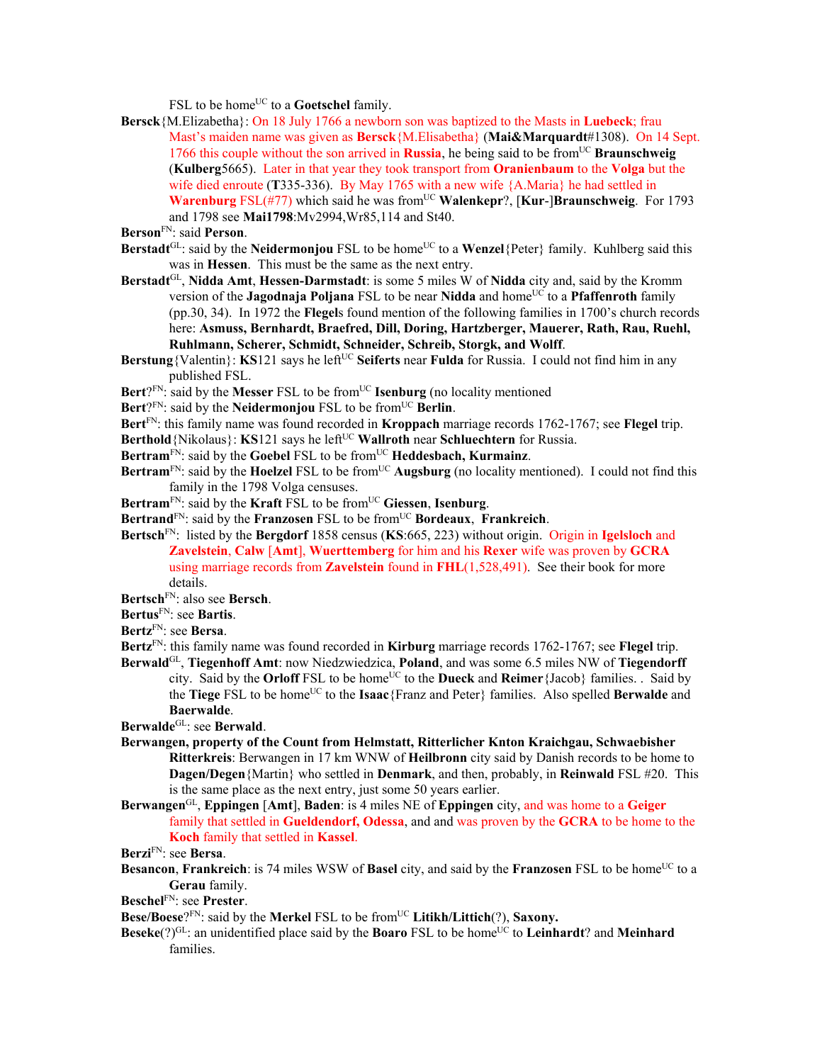FSL to be home[UC] to a **Goetschel** family.

**Bersck**{M.Elizabetha}: On 18 July 1766 a newborn son was baptized to the Masts in **Luebeck**; frau Mast's maiden name was given as **Bersck**{M.Elisabetha} (**Mai&Marquardt**#1308). On 14 Sept. 1766 this couple without the son arrived in **Russia**, he being said to be from[UC] **Braunschweig** (**Kulberg**5665). Later in that year they took transport from **Oranienbaum** to the **Volga** but the wife died enroute (**T**335-336). By May 1765 with a new wife {A.Maria} he had settled in **Warenburg** FSL(#77) which said he was from[UC] **Walenkepr**?, [**Kur**-]**Braunschweig**. For 1793 and 1798 see **Mai1798**:Mv2994,Wr85,114 and St40.

**Berson**[FN]: said **Person**.

**Berstadt**[GL]: said by the **Neidermonjou** FSL to be home[UC] to a **Wenzel**{Peter} family. Kuhlberg said this was in **Hessen**. This must be the same as the next entry.

**Berstadt**[GL], **Nidda Amt**, **Hessen-Darmstadt**: is some 5 miles W of **Nidda** city and, said by the Kromm version of the **Jagodnaja Poljana** FSL to be near **Nidda** and home[UC] to a **Pfaffenroth** family (pp.30, 34). In 1972 the **Flegel**s found mention of the following families in 1700's church records here: **Asmuss, Bernhardt, Braefred, Dill, Doring, Hartzberger, Mauerer, Rath, Rau, Ruehl, Ruhlmann, Scherer, Schmidt, Schneider, Schreib, Storgk, and Wolff**.

**Berstung**{Valentin}: **KS**121 says he left[UC] **Seiferts** near **Fulda** for Russia. I could not find him in any published FSL.

**Bert**?[FN]: said by the **Messer** FSL to be from[UC] **Isenburg** (no locality mentioned

**Bert**?[FN]: said by the **Neidermonjou** FSL to be from[UC] **Berlin**.

**Bert**[FN]: this family name was found recorded in **Kroppach** marriage records 1762-1767; see **Flegel** trip.

**Berthold**{Nikolaus}: **KS**121 says he left[UC] **Wallroth** near **Schluechtern** for Russia.

**Bertram**[FN]: said by the **Goebel** FSL to be from[UC] **Heddesbach, Kurmainz**.

**Bertram**[FN]: said by the **Hoelzel** FSL to be from[UC] **Augsburg** (no locality mentioned). I could not find this family in the 1798 Volga censuses.

**Bertram**[FN]: said by the **Kraft** FSL to be from[UC] **Giessen**, **Isenburg**.

**Bertrand**[FN]: said by the **Franzosen** FSL to be from[UC] **Bordeaux**, **Frankreich**.

**Bertsch**[FN]: listed by the **Bergdorf** 1858 census (**KS**:665, 223) without origin. Origin in **Igelsloch** and **Zavelstein**, **Calw** [**Amt**], **Wuerttemberg** for him and his **Rexer** wife was proven by **GCRA** using marriage records from **Zavelstein** found in **FHL**(1,528,491). See their book for more details.

**Bertsch**[FN]: also see **Bersch**.

**Bertus**[FN]: see **Bartis**.

**Bertz**[FN]: see **Bersa**.

**Bertz**[FN]: this family name was found recorded in **Kirburg** marriage records 1762-1767; see **Flegel** trip.

**Berwald**[GL], **Tiegenhoff Amt**: now Niedzwiedzica, **Poland**, and was some 6.5 miles NW of **Tiegendorff** city. Said by the **Orloff** FSL to be home[UC] to the **Dueck** and **Reimer**{Jacob} families. . Said by the **Tiege** FSL to be home[UC] to the **Isaac**{Franz and Peter} families. Also spelled **Berwalde** and **Baerwalde**.

**Berwalde**[GL]: see **Berwald**.

**Berwangen, property of the Count from Helmstatt, Ritterlicher Knton Kraichgau, Schwaebisher Ritterkreis**: Berwangen in 17 km WNW of **Heilbronn** city said by Danish records to be home to **Dagen/Degen**{Martin} who settled in **Denmark**, and then, probably, in **Reinwald** FSL #20. This is the same place as the next entry, just some 50 years earlier.

**Berwangen**[GL], **Eppingen** [**Amt**], **Baden**: is 4 miles NE of **Eppingen** city, and was home to a **Geiger** family that settled in **Gueldendorf, Odessa**, and and was proven by the **GCRA** to be home to the **Koch** family that settled in **Kassel**.

**Berzi**[FN]: see **Bersa**.

**Besancon**, **Frankreich**: is 74 miles WSW of **Basel** city, and said by the **Franzosen** FSL to be home[UC] to a **Gerau** family.

**Beschel**[FN]: see **Prester**.

**Bese/Boese**?[FN]: said by the **Merkel** FSL to be from[UC] **Litikh/Littich**(?), **Saxony.**

**Beseke**(?)[GL]: an unidentified place said by the **Boaro** FSL to be home[UC] to **Leinhardt**? and **Meinhard** families.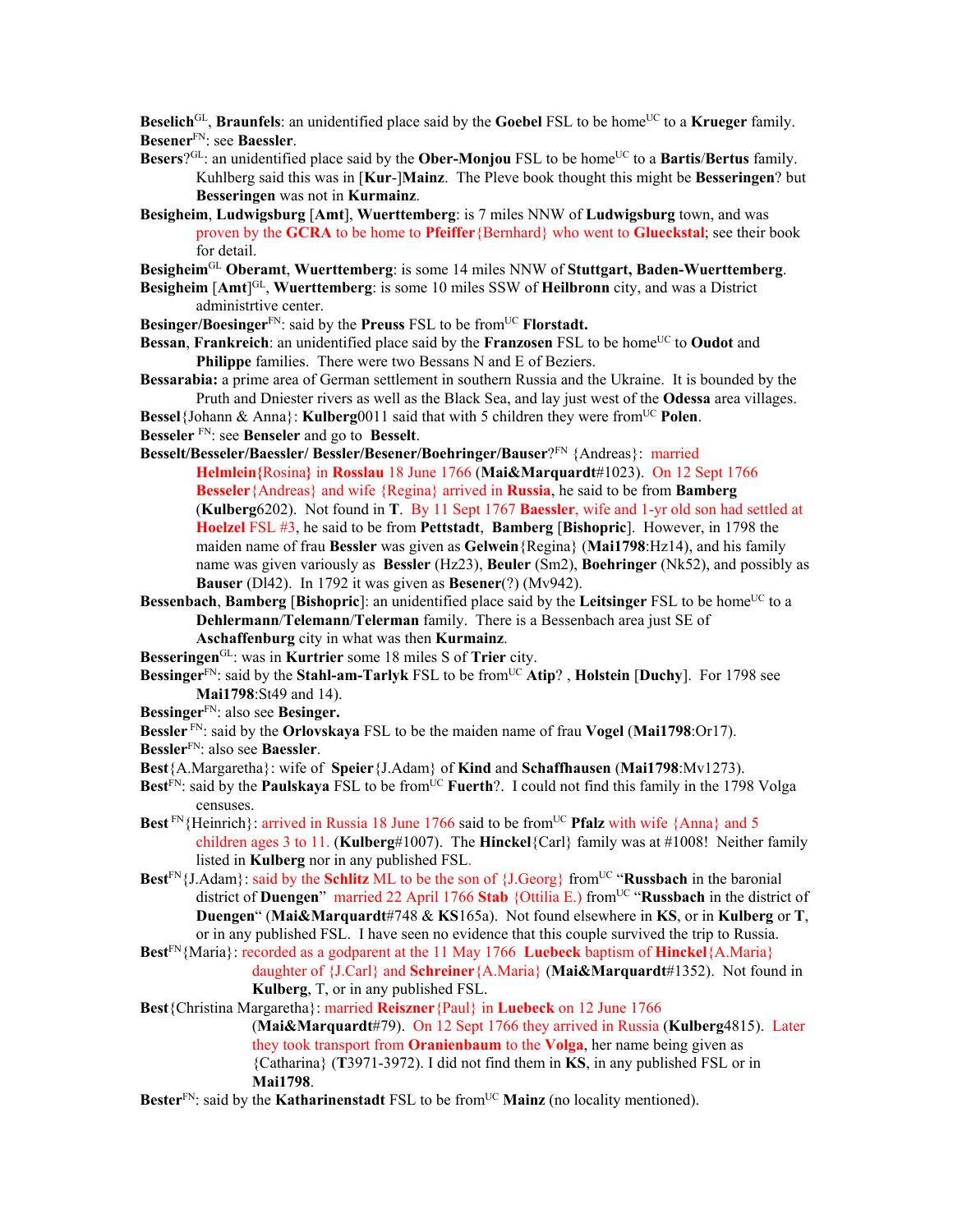**Beselich**[GL], **Braunfels**: an unidentified place said by the **Goebel** FSL to be home[UC] to a **Krueger** family.

**Besener**[FN]: see **Baessler**.

**Besers**?[GL]: an unidentified place said by the **Ober-Monjou** FSL to be home[UC] to a **Bartis**/**Bertus** family. Kuhlberg said this was in [**Kur**-]**Mainz**. The Pleve book thought this might be **Besseringen**? but **Besseringen** was not in **Kurmainz**.

**Besigheim**, **Ludwigsburg** [**Amt**], **Wuerttemberg**: is 7 miles NNW of **Ludwigsburg** town, and was proven by the **GCRA** to be home to **Pfeiffer**{Bernhard} who went to **Glueckstal**; see their book for detail.

**Besigheim**[GL] **Oberamt**, **Wuerttemberg**: is some 14 miles NNW of **Stuttgart, Baden-Wuerttemberg**.

**Besigheim** [**Amt**][GL], **Wuerttemberg**: is some 10 miles SSW of **Heilbronn** city, and was a District administrtive center.

**Besinger/Boesinger**[FN]: said by the **Preuss** FSL to be from[UC] **Florstadt.**

**Bessan**, **Frankreich**: an unidentified place said by the **Franzosen** FSL to be home[UC] to **Oudot** and **Philippe** families. There were two Bessans N and E of Beziers.

**Bessarabia:** a prime area of German settlement in southern Russia and the Ukraine. It is bounded by the Pruth and Dniester rivers as well as the Black Sea, and lay just west of the **Odessa** area villages.

**Bessel**{Johann & Anna}: **Kulberg**0011 said that with 5 children they were from[UC] **Polen**.

**Besseler** [FN]: see **Benseler** and go to **Besselt**.

**Besselt/Besseler/Baessler/ Bessler/Besener/Boehringer/Bauser**?[FN] {Andreas}: married **Helmlein{**Rosina**}** in **Rosslau** 18 June 1766 (**Mai&Marquardt**#1023). On 12 Sept 1766 **Besseler**{Andreas} and wife {Regina} arrived in **Russia**, he said to be from **Bamberg** (**Kulberg**6202). Not found in **T**. By 11 Sept 1767 **Baessler**, wife and 1-yr old son had settled at **Hoelzel** FSL #3, he said to be from **Pettstadt**, **Bamberg** [**Bishopric**]. However, in 1798 the maiden name of frau **Bessler** was given as **Gelwein**{Regina} (**Mai1798**:Hz14), and his family name was given variously as **Bessler** (Hz23), **Beuler** (Sm2), **Boehringer** (Nk52), and possibly as **Bauser** (Dl42). In 1792 it was given as **Besener**(?) (Mv942).

**Bessenbach**, **Bamberg** [**Bishopric**]: an unidentified place said by the **Leitsinger** FSL to be home[UC] to a **Dehlermann**/**Telemann**/**Telerman** family. There is a Bessenbach area just SE of **Aschaffenburg** city in what was then **Kurmainz**.

**Besseringen**[GL]: was in **Kurtrier** some 18 miles S of **Trier** city.

**Bessinger**[FN]: said by the **Stahl-am-Tarlyk** FSL to be from[UC] **Atip**? , **Holstein** [**Duchy**]. For 1798 see **Mai1798**:St49 and 14).

**Bessinger**[FN]: also see **Besinger.**

**Bessler** [FN]: said by the **Orlovskaya** FSL to be the maiden name of frau **Vogel** (**Mai1798**:Or17).

**Bessler**[FN]: also see **Baessler**.

**Best**{A.Margaretha}: wife of **Speier**{J.Adam} of **Kind** and **Schaffhausen** (**Mai1798**:Mv1273).

**Best**[FN]: said by the **Paulskaya** FSL to be from[UC] **Fuerth**?. I could not find this family in the 1798 Volga censuses.

**Best** [FN]{Heinrich}: arrived in Russia 18 June 1766 said to be from[UC] **Pfalz** with wife {Anna} and 5 children ages 3 to 11. (**Kulberg**#1007). The **Hinckel**{Carl} family was at #1008! Neither family listed in **Kulberg** nor in any published FSL.

**Best**[FN]{J.Adam}: said by the **Schlitz** ML to be the son of {J.Georg} from[UC] "**Russbach** in the baronial district of **Duengen**" married 22 April 1766 **Stab** {Ottilia E.} from[UC] "**Russbach** in the district of **Duengen**" (**Mai&Marquardt**#748 & **KS**165a). Not found elsewhere in **KS**, or in **Kulberg** or **T**, or in any published FSL. I have seen no evidence that this couple survived the trip to Russia.

**Best**[FN]{Maria}: recorded as a godparent at the 11 May 1766 **Luebeck** baptism of **Hinckel**{A.Maria} daughter of {J.Carl} and **Schreiner**{A.Maria} (**Mai&Marquardt**#1352). Not found in **Kulberg**, T, or in any published FSL.

**Best**{Christina Margaretha}: married **Reiszner**{Paul} in **Luebeck** on 12 June 1766 (**Mai&Marquardt**#79). On 12 Sept 1766 they arrived in Russia (**Kulberg**4815). Later they took transport from **Oranienbaum** to the **Volga**, her name being given as {Catharina} (**T**3971-3972). I did not find them in **KS**, in any published FSL or in **Mai1798**.

**Bester**[FN]: said by the **Katharinenstadt** FSL to be from[UC] **Mainz** (no locality mentioned).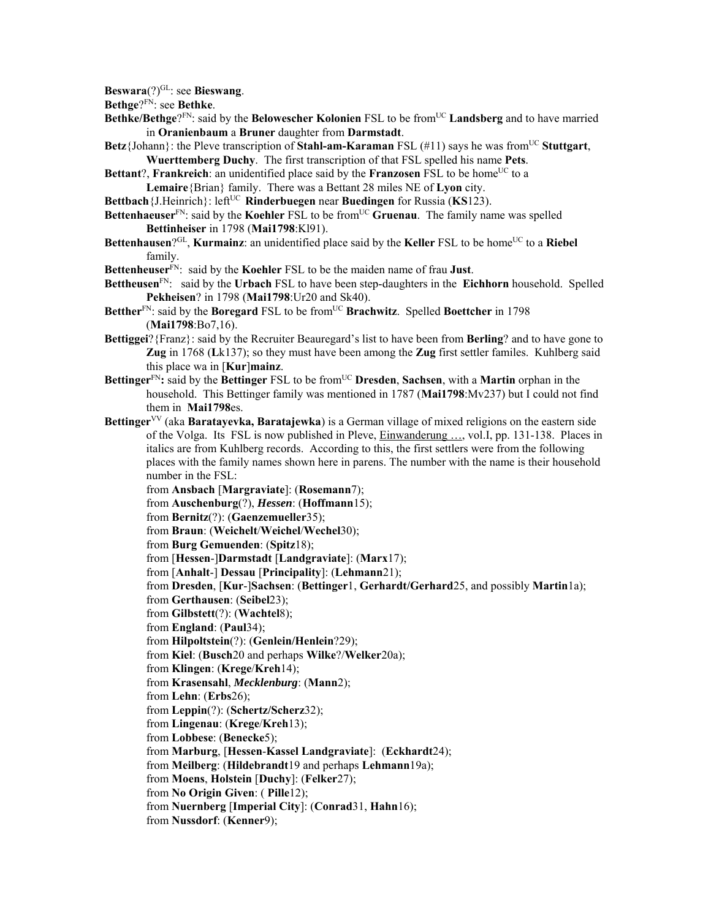**Beswara**(?)[GL]: see **Bieswang**.

**Bethge**?[FN]: see **Bethke**.

**Bethke/Bethge**?[FN]: said by the **Belowescher Kolonien** FSL to be from[UC] **Landsberg** and to have married in **Oranienbaum** a **Bruner** daughter from **Darmstadt**.

**Betz**{Johann}: the Pleve transcription of **Stahl-am-Karaman** FSL (#11) says he was from[UC] **Stuttgart**, **Wuerttemberg Duchy**. The first transcription of that FSL spelled his name **Pets**.

**Bettant**?, **Frankreich**: an unidentified place said by the **Franzosen** FSL to be home[UC] to a **Lemaire**{Brian} family. There was a Bettant 28 miles NE of **Lyon** city.

**Bettbach**{J.Heinrich}: left[UC] **Rinderbuegen** near **Buedingen** for Russia (**KS**123).

**Bettenhaeuser**[FN]: said by the **Koehler** FSL to be from[UC] **Gruenau**. The family name was spelled **Bettinheiser** in 1798 (**Mai1798**:Kl91).

**Bettenhausen**?[GL], **Kurmainz**: an unidentified place said by the **Keller** FSL to be home[UC] to a **Riebel** family.

**Bettenheuser**[FN]: said by the **Koehler** FSL to be the maiden name of frau **Just**.

**Bettheusen**[FN]: said by the **Urbach** FSL to have been step-daughters in the **Eichhorn** household. Spelled **Pekheisen**? in 1798 (**Mai1798**:Ur20 and Sk40).

**Bether**[FN]: said by the **Boregard** FSL to be from[UC] **Brachwitz**. Spelled **Boettcher** in 1798 (**Mai1798**:Bo7,16).

**Bettiggei**?{Franz}: said by the Recruiter Beauregard's list to have been from **Berling**? and to have gone to **Zug** in 1768 (**L**k137); so they must have been among the **Zug** first settler familes. Kuhlberg said this place wa in [**Kur**]**mainz**.

**Bettinger**[FN]**:** said by the **Bettinger** FSL to be from[UC] **Dresden**, **Sachsen**, with a **Martin** orphan in the household. This Bettinger family was mentioned in 1787 (**Mai1798**:Mv237) but I could not find them in **Mai1798**es.

**Bettinger**[VV] (aka **Baratayevka, Baratajewka**) is a German village of mixed religions on the eastern side of the Volga. Its FSL is now published in Pleve, Einwanderung …, vol.I, pp. 131-138. Places in italics are from Kuhlberg records. According to this, the first settlers were from the following places with the family names shown here in parens. The number with the name is their household number in the FSL:

from **Ansbach** [**Margraviate**]: (**Rosemann**7);
from **Auschenburg**(?), ***Hessen***: (**Hoffmann**15);
from **Bernitz**(?): (**Gaenzemueller**35);
from **Braun**: (**Weichelt**/**Weichel**/**Wechel**30);
from **Burg Gemuenden**: (**Spitz**18);
from [**Hessen**-]**Darmstadt** [**Landgraviate**]: (**Marx**17);
from [**Anhalt**-] **Dessau** [**Principality**]: (**Lehmann**21);
from **Dresden**, [**Kur**-]**Sachsen**: (**Bettinger**1, **Gerhardt/Gerhard**25, and possibly **Martin**1a);
from **Gerthausen**: (**Seibel**23);
from **Gilbstett**(?): (**Wachtel**8);
from **England**: (**Paul**34);
from **Hilpoltstein**(?): (**Genlein/Henlein**?29);
from **Kiel**: (**Busch**20 and perhaps **Wilke**?/**Welker**20a);
from **Klingen**: (**Krege**/**Kreh**14);
from **Krasensahl**, ***Mecklenburg***: (**Mann**2);
from **Lehn**: (**Erbs**26);
from **Leppin**(?): (**Schertz/Scherz**32);
from **Lingenau**: (**Krege**/**Kreh**13);
from **Lobbese**: (**Benecke**5);
from **Marburg**, [**Hessen**-**Kassel Landgraviate**]: (**Eckhardt**24);
from **Meilberg**: (**Hildebrandt**19 and perhaps **Lehmann**19a);
from **Moens**, **Holstein** [**Duchy**]: (**Felker**27);
from **No Origin Given**: ( **Pille**12);
from **Nuernberg** [**Imperial City**]: (**Conrad**31, **Hahn**16);
from **Nussdorf**: (**Kenner**9);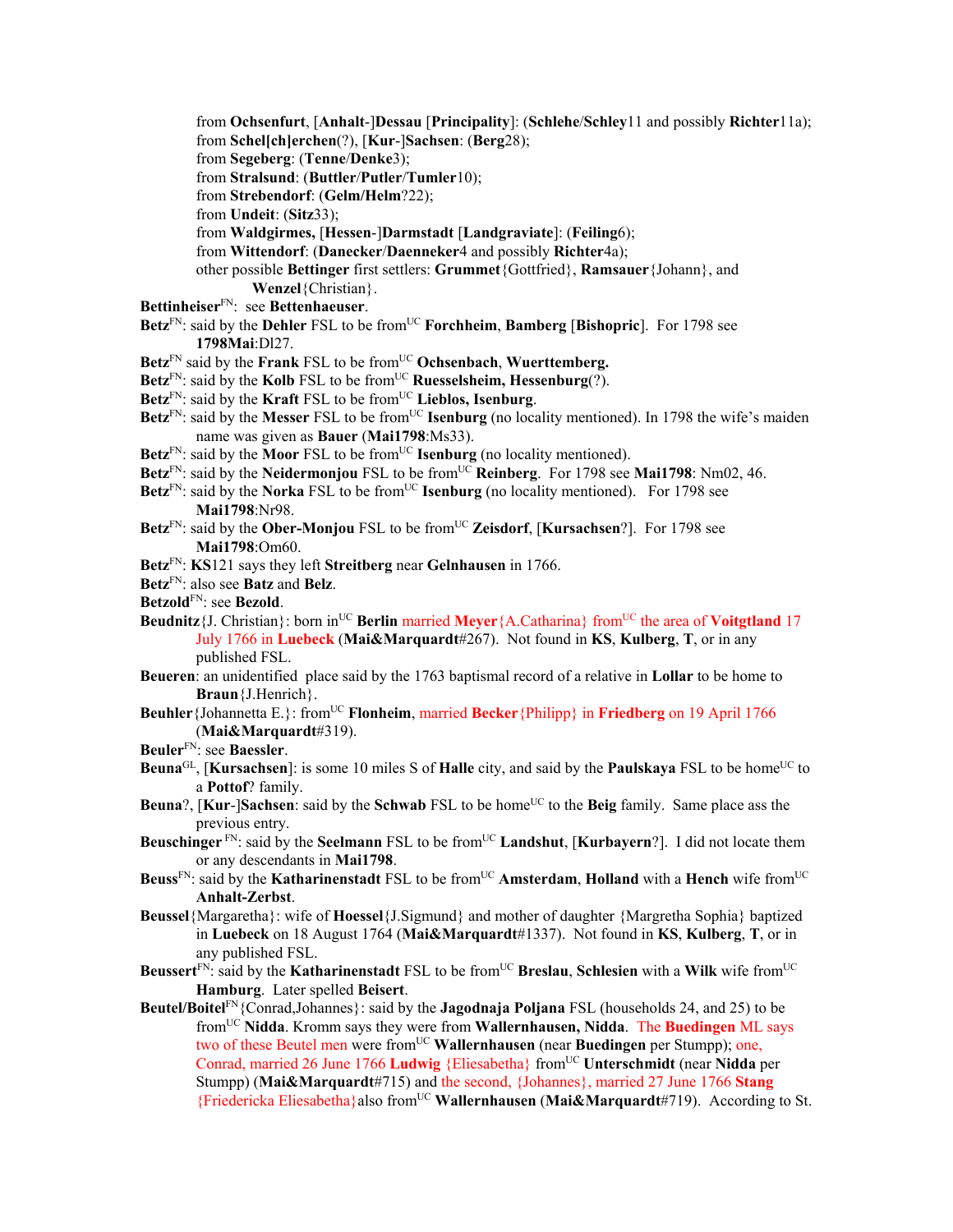from **Ochsenfurt**, [**Anhalt**-]**Dessau** [**Principality**]: (**Schlehe**/**Schley**11 and possibly **Richter**11a);
from **Schel[ch]erchen**(?), [**Kur**-]**Sachsen**: (**Berg**28);
from **Segeberg**: (**Tenne**/**Denke**3);
from **Stralsund**: (**Buttler**/**Putler**/**Tumler**10);
from **Strebendorf**: (**Gelm**/**Helm**?22);
from **Undeit**: (**Sitz**33);
from **Waldgirmes,** [**Hessen**-]**Darmstadt** [**Landgraviate**]: (**Feiling**6);
from **Wittendorf**: (**Danecker**/**Daenneker**4 and possibly **Richter**4a);
other possible **Bettinger** first settlers: **Grummet**{Gottfried}, **Ramsauer**{Johann}, and **Wenzel**{Christian}.

**Bettinheiser**[FN]: see **Bettenhaeuser**.

**Betz**[FN]: said by the **Dehler** FSL to be from[UC] **Forchheim**, **Bamberg** [**Bishopric**]. For 1798 see **1798Mai**:Dl27.

**Betz**[FN] said by the **Frank** FSL to be from[UC] **Ochsenbach**, **Wuerttemberg.**

**Betz**[FN]: said by the **Kolb** FSL to be from[UC] **Ruesselsheim, Hessenburg**(?).

**Betz**[FN]: said by the **Kraft** FSL to be from[UC] **Lieblos, Isenburg**.

**Betz**[FN]: said by the **Messer** FSL to be from[UC] **Isenburg** (no locality mentioned). In 1798 the wife's maiden name was given as **Bauer** (**Mai1798**:Ms33).

**Betz**[FN]: said by the **Moor** FSL to be from[UC] **Isenburg** (no locality mentioned).

**Betz**[FN]: said by the **Neidermonjou** FSL to be from[UC] **Reinberg**. For 1798 see **Mai1798**: Nm02, 46.

**Betz**[FN]: said by the **Norka** FSL to be from[UC] **Isenburg** (no locality mentioned). For 1798 see **Mai1798**:Nr98.

**Betz**[FN]: said by the **Ober-Monjou** FSL to be from[UC] **Zeisdorf**, [**Kursachsen**?]. For 1798 see **Mai1798**:Om60.

**Betz**[FN]: **KS**121 says they left **Streitberg** near **Gelnhausen** in 1766.

**Betz**[FN]: also see **Batz** and **Belz**.

**Betzold**[FN]: see **Bezold**.

**Beudnitz**{J. Christian}: born in[UC] **Berlin** married **Meyer**{A.Catharina} from[UC] the area of **Voitgtland** 17 July 1766 in **Luebeck** (**Mai&Marquardt**#267). Not found in **KS**, **Kulberg**, **T**, or in any published FSL.

**Beueren**: an unidentified place said by the 1763 baptismal record of a relative in **Lollar** to be home to **Braun**{J.Henrich}.

**Beuhler**{Johannetta E.}: from[UC] **Flonheim**, married **Becker**{Philipp} in **Friedberg** on 19 April 1766 (**Mai&Marquardt**#319).

**Beuler**[FN]: see **Baessler**.

**Beuna**[GL], [**Kursachsen**]: is some 10 miles S of **Halle** city, and said by the **Paulskaya** FSL to be home[UC] to a **Pottof**? family.

**Beuna**?, [**Kur**-]**Sachsen**: said by the **Schwab** FSL to be home[UC] to the **Beig** family. Same place ass the previous entry.

**Beuschinger** [FN]: said by the **Seelmann** FSL to be from[UC] **Landshut**, [**Kurbayern**?]. I did not locate them or any descendants in **Mai1798**.

**Beuss**[FN]: said by the **Katharinenstadt** FSL to be from[UC] **Amsterdam**, **Holland** with a **Hench** wife from[UC] **Anhalt-Zerbst**.

**Beussel**{Margaretha}: wife of **Hoessel**{J.Sigmund} and mother of daughter {Margretha Sophia} baptized in **Luebeck** on 18 August 1764 (**Mai&Marquardt**#1337). Not found in **KS**, **Kulberg**, **T**, or in any published FSL.

**Beussert**[FN]: said by the **Katharinenstadt** FSL to be from[UC] **Breslau**, **Schlesien** with a **Wilk** wife from[UC] **Hamburg**. Later spelled **Beisert**.

**Beutel/Boitel**[FN]{Conrad,Johannes}: said by the **Jagodnaja Poljana** FSL (households 24, and 25) to be from[UC] **Nidda**. Kromm says they were from **Wallernhausen, Nidda**. The **Buedingen** ML says two of these Beutel men were from[UC] **Wallernhausen** (near **Buedingen** per Stumpp); one, Conrad, married 26 June 1766 **Ludwig** {Eliesabetha} from[UC] **Unterschmidt** (near **Nidda** per Stumpp) (**Mai&Marquardt**#715) and the second, {Johannes}, married 27 June 1766 **Stang** {Friedericka Eliesabetha}also from[UC] **Wallernhausen** (**Mai&Marquardt**#719). According to St.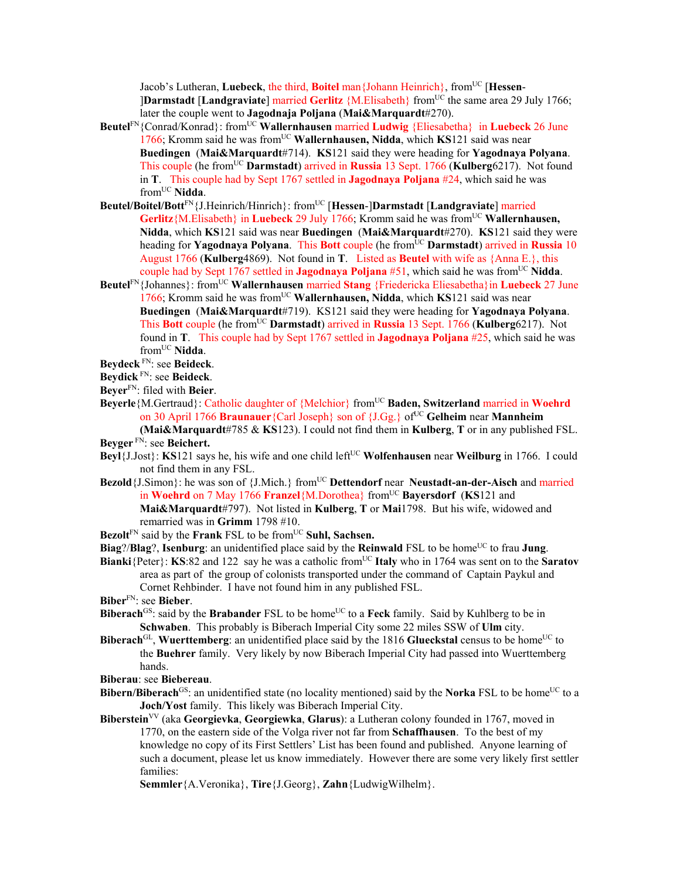Jacob's Lutheran, **Luebeck**, the third, **Boitel** man{Johann Heinrich}, from[UC] [**Hessen-**]**Darmstadt** [**Landgraviate**] married **Gerlitz** {M.Elisabeth} from[UC] the same area 29 July 1766; later the couple went to **Jagodnaja Poljana** (**Mai&Marquardt**#270).

**Beutel**[FN]{Conrad/Konrad}: from[UC] **Wallernhausen** married **Ludwig** {Eliesabetha} in **Luebeck** 26 June 1766; Kromm said he was from[UC] **Wallernhausen, Nidda**, which **KS**121 said was near **Buedingen** (**Mai&Marquardt**#714). **KS**121 said they were heading for **Yagodnaya Polyana**. This couple (he from[UC] **Darmstadt**) arrived in **Russia** 13 Sept. 1766 (**Kulberg**6217). Not found in **T**. This couple had by Sept 1767 settled in **Jagodnaya Poljana** #24, which said he was from[UC] **Nidda**.

**Beutel/Boitel/Bott**[FN]{J.Heinrich/Hinrich}: from[UC] [**Hessen-**]**Darmstadt** [**Landgraviate**] married **Gerlitz**{M.Elisabeth} in **Luebeck** 29 July 1766; Kromm said he was from[UC] **Wallernhausen, Nidda**, which **KS**121 said was near **Buedingen** (**Mai&Marquardt**#270). **KS**121 said they were heading for **Yagodnaya Polyana**. This **Bott** couple (he from[UC] **Darmstadt**) arrived in **Russia** 10 August 1766 (**Kulberg**4869). Not found in **T**. Listed as **Beutel** with wife as {Anna E.}, this couple had by Sept 1767 settled in **Jagodnaya Poljana** #51, which said he was from[UC] **Nidda**.

**Beutel**[FN]{Johannes}: from[UC] **Wallernhausen** married **Stang** {Friedericka Eliesabetha}in **Luebeck** 27 June 1766; Kromm said he was from[UC] **Wallernhausen, Nidda**, which **KS**121 said was near **Buedingen** (**Mai&Marquardt**#719). KS121 said they were heading for **Yagodnaya Polyana**. This **Bott** couple (he from[UC] **Darmstadt**) arrived in **Russia** 13 Sept. 1766 (**Kulberg**6217). Not found in **T**. This couple had by Sept 1767 settled in **Jagodnaya Poljana** #25, which said he was from[UC] **Nidda**.

**Beydeck** [FN]: see **Beideck**.

**Beydick** [FN]: see **Beideck**.

**Beyer**[FN]: filed with **Beier**.

**Beyerle**{M.Gertraud}: Catholic daughter of {Melchior} from[UC] **Baden, Switzerland** married in **Woehrd** on 30 April 1766 **Braunauer**{Carl Joseph} son of {J.Gg.} of[UC] **Gelheim** near **Mannheim** **(Mai&Marquardt**#785 & **KS**123). I could not find them in **Kulberg**, **T** or in any published FSL.

**Beyger** [FN]: see **Beichert.**

**Beyl**{J.Jost}: **KS**121 says he, his wife and one child left[UC] **Wolfenhausen** near **Weilburg** in 1766. I could not find them in any FSL.

**Bezold**{J.Simon}: he was son of {J.Mich.} from[UC] **Dettendorf** near **Neustadt-an-der-Aisch** and married in **Woehrd** on 7 May 1766 **Franzel**{M.Dorothea} from[UC] **Bayersdorf** (**KS**121 and **Mai&Marquardt**#797). Not listed in **Kulberg**, **T** or **Mai**1798. But his wife, widowed and remarried was in **Grimm** 1798 #10.

**Bezolt**[FN] said by the **Frank** FSL to be from[UC] **Suhl, Sachsen.**

**Biag**?/**Blag**?, **Isenburg**: an unidentified place said by the **Reinwald** FSL to be home[UC] to frau **Jung**.

**Bianki**{Peter}: **KS**:82 and 122 say he was a catholic from[UC] **Italy** who in 1764 was sent on to the **Saratov** area as part of the group of colonists transported under the command of Captain Paykul and Cornet Rehbinder. I have not found him in any published FSL.

**Biber**[FN]: see **Bieber**.

**Biberach**[GS]: said by the **Brabander** FSL to be home[UC] to a **Feck** family. Said by Kuhlberg to be in **Schwaben**. This probably is Biberach Imperial City some 22 miles SSW of **Ulm** city.

**Biberach**[GL], **Wuerttemberg**: an unidentified place said by the 1816 **Glueckstal** census to be home[UC] to the **Buehrer** family. Very likely by now Biberach Imperial City had passed into Wuerttemberg hands.

**Biberau**: see **Biebereau**.

**Bibern/Biberach**[GS]: an unidentified state (no locality mentioned) said by the **Norka** FSL to be home[UC] to a **Joch/Yost** family. This likely was Biberach Imperial City.

**Biberstein**[VV] (aka **Georgievka**, **Georgiewka**, **Glarus**): a Lutheran colony founded in 1767, moved in 1770, on the eastern side of the Volga river not far from **Schaffhausen**. To the best of my knowledge no copy of its First Settlers' List has been found and published. Anyone learning of such a document, please let us know immediately. However there are some very likely first settler families:

**Semmler**{A.Veronika}, **Tire**{J.Georg}, **Zahn**{LudwigWilhelm}.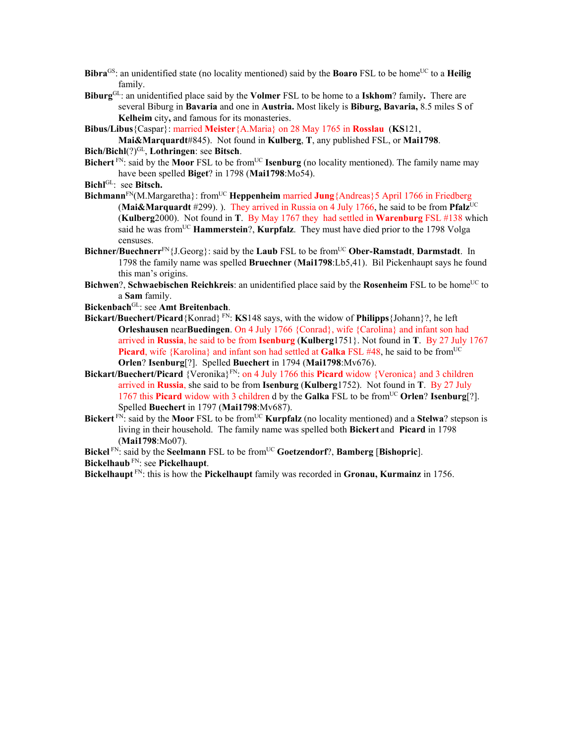**Bibra**[GS]: an unidentified state (no locality mentioned) said by the **Boaro** FSL to be home[UC] to a **Heilig** family.

**Biburg**[GL]: an unidentified place said by the **Volmer** FSL to be home to a **Iskhom**? family**.** There are several Biburg in **Bavaria** and one in **Austria.** Most likely is **Biburg, Bavaria,** 8.5 miles S of **Kelheim** city**,** and famous for its monasteries.

**Bibus/Libus**{Caspar}: married **Meister**{A.Maria} on 28 May 1765 in **Rosslau** (**KS**121, **Mai&Marquardt**#845). Not found in **Kulberg**, **T**, any published FSL, or **Mai1798**.

**Bich/Bichl**(?)[GL], **Lothringen**: see **Bitsch**.

**Bichert** [FN]: said by the **Moor** FSL to be from[UC] **Isenburg** (no locality mentioned). The family name may have been spelled **Biget**? in 1798 (**Mai1798**:Mo54).

**Bichl**[GL]: see **Bitsch.**

**Bichmann**[FN](M.Margaretha}: from[UC] **Heppenheim** married **Jung**{Andreas}5 April 1766 in Friedberg (**Mai&Marquardt** #299). ). They arrived in Russia on 4 July 1766, he said to be from **Pfalz**[UC] (**Kulberg**2000). Not found in **T**. By May 1767 they had settled in **Warenburg** FSL #138 which said he was from[UC] **Hammerstein**?, **Kurpfalz**. They must have died prior to the 1798 Volga censuses.

**Bichner/Buechnerr**[FN]{J.Georg}: said by the **Laub** FSL to be from[UC] **Ober-Ramstadt**, **Darmstadt**. In 1798 the family name was spelled **Bruechner** (**Mai1798**:Lb5,41). Bil Pickenhaupt says he found this man's origins.

**Bichwen**?, **Schwaebischen Reichkreis**: an unidentified place said by the **Rosenheim** FSL to be home[UC] to a **Sam** family.

**Bickenbach**[GL]: see **Amt Breitenbach**.

**Bickart/Buechert/Picard**{Konrad} [FN]: **KS**148 says, with the widow of **Philipps**{Johann}?, he left **Orleshausen** near**Buedingen**. On 4 July 1766 {Conrad}, wife {Carolina} and infant son had arrived in **Russia**, he said to be from **Isenburg** (**Kulberg**1751}. Not found in **T**. By 27 July 1767 **Picard**, wife {Karolina} and infant son had settled at **Galka** FSL #48, he said to be from[UC] **Orlen**? **Isenburg**[?]. Spelled **Buechert** in 1794 (**Mai1798**:Mv676).

**Bickart/Buechert/Picard** {Veronika}[FN]: on 4 July 1766 this **Picard** widow {Veronica} and 3 children arrived in **Russia**, she said to be from **Isenburg** (**Kulberg**1752). Not found in **T**. By 27 July 1767 this **Picard** widow with 3 children d by the **Galka** FSL to be from[UC] **Orlen**? **Isenburg**[?]. Spelled **Buechert** in 1797 (**Mai1798**:Mv687).

**Bickert** [FN]: said by the **Moor** FSL to be from[UC] **Kurpfalz** (no locality mentioned) and a **Stelwa**? stepson is living in their household. The family name was spelled both **Bickert** and **Picard** in 1798 (**Mai1798**:Mo07).

**Bickel** [FN]: said by the **Seelmann** FSL to be from[UC] **Goetzendorf**?, **Bamberg** [**Bishopric**].

**Bickelhaub** [FN]: see **Pickelhaupt**.

**Bickelhaupt** [FN]: this is how the **Pickelhaupt** family was recorded in **Gronau, Kurmainz** in 1756.